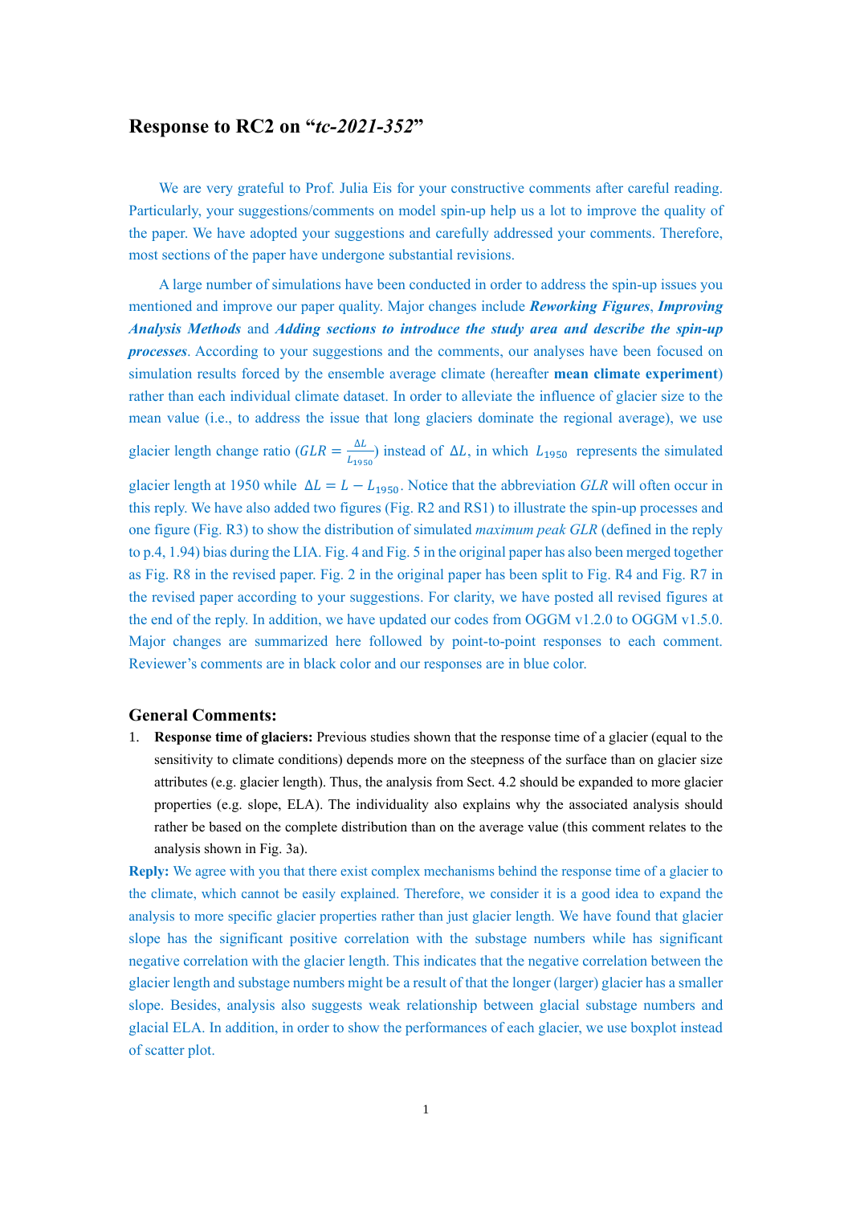# Response to RC2 on "*tc-2021-352*"

We are very grateful to Prof. Julia Eis for your constructive comments after careful reading. Particularly, your suggestions/comments on model spin-up help us a lot to improve the quality of the paper. We have adopted your suggestions and carefully addressed your comments. Therefore, most sections of the paper have undergone substantial revisions.

A large number of simulations have been conducted in order to address the spin-up issues you mentioned and improve our paper quality. Major changes include ***Reworking Figures***, ***Improving Analysis Methods*** and ***Adding sections to introduce the study area and describe the spin-up processes***. According to your suggestions and the comments, our analyses have been focused on simulation results forced by the ensemble average climate (hereafter **mean climate experiment**) rather than each individual climate dataset. In order to alleviate the influence of glacier size to the mean value (i.e., to address the issue that long glaciers dominate the regional average), we use glacier length change ratio ($GLR = \frac{\Delta L}{L_{1950}}$) instead of $\Delta L$, in which $L_{1950}$ represents the simulated glacier length at 1950 while $\Delta L = L - L_{1950}$. Notice that the abbreviation $GLR$ will often occur in this reply. We have also added two figures (Fig. R2 and RS1) to illustrate the spin-up processes and one figure (Fig. R3) to show the distribution of simulated *maximum peak GLR* (defined in the reply to p.4, l.94) bias during the LIA. Fig. 4 and Fig. 5 in the original paper has also been merged together as Fig. R8 in the revised paper. Fig. 2 in the original paper has been split to Fig. R4 and Fig. R7 in the revised paper according to your suggestions. For clarity, we have posted all revised figures at the end of the reply. In addition, we have updated our codes from OGGM v1.2.0 to OGGM v1.5.0. Major changes are summarized here followed by point-to-point responses to each comment. Reviewer's comments are in black color and our responses are in blue color.

## General Comments:

1. **Response time of glaciers:** Previous studies shown that the response time of a glacier (equal to the sensitivity to climate conditions) depends more on the steepness of the surface than on glacier size attributes (e.g. glacier length). Thus, the analysis from Sect. 4.2 should be expanded to more glacier properties (e.g. slope, ELA). The individuality also explains why the associated analysis should rather be based on the complete distribution than on the average value (this comment relates to the analysis shown in Fig. 3a).

**Reply:** We agree with you that there exist complex mechanisms behind the response time of a glacier to the climate, which cannot be easily explained. Therefore, we consider it is a good idea to expand the analysis to more specific glacier properties rather than just glacier length. We have found that glacier slope has the significant positive correlation with the substage numbers while has significant negative correlation with the glacier length. This indicates that the negative correlation between the glacier length and substage numbers might be a result of that the longer (larger) glacier has a smaller slope. Besides, analysis also suggests weak relationship between glacial substage numbers and glacial ELA. In addition, in order to show the performances of each glacier, we use boxplot instead of scatter plot.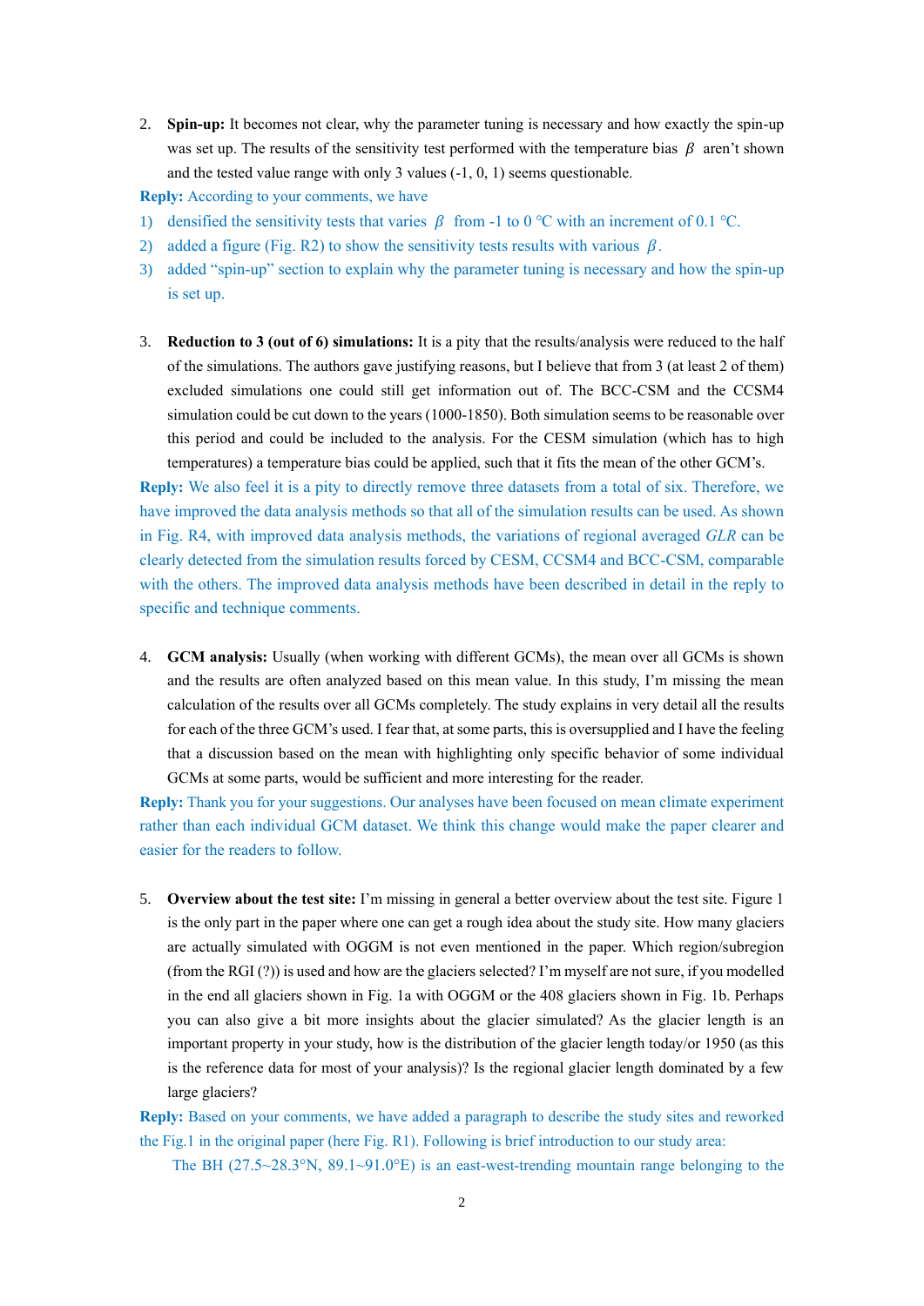2. **Spin-up:** It becomes not clear, why the parameter tuning is necessary and how exactly the spin-up was set up. The results of the sensitivity test performed with the temperature bias $\beta$ aren't shown and the tested value range with only 3 values (-1, 0, 1) seems questionable.

**Reply:** According to your comments, we have

1) densified the sensitivity tests that varies $\beta$ from -1 to 0 °C with an increment of 0.1 °C.
2) added a figure (Fig. R2) to show the sensitivity tests results with various $\beta$.
3) added "spin-up" section to explain why the parameter tuning is necessary and how the spin-up is set up.

3. **Reduction to 3 (out of 6) simulations:** It is a pity that the results/analysis were reduced to the half of the simulations. The authors gave justifying reasons, but I believe that from 3 (at least 2 of them) excluded simulations one could still get information out of. The BCC-CSM and the CCSM4 simulation could be cut down to the years (1000-1850). Both simulation seems to be reasonable over this period and could be included to the analysis. For the CESM simulation (which has to high temperatures) a temperature bias could be applied, such that it fits the mean of the other GCM's.

**Reply:** We also feel it is a pity to directly remove three datasets from a total of six. Therefore, we have improved the data analysis methods so that all of the simulation results can be used. As shown in Fig. R4, with improved data analysis methods, the variations of regional averaged *GLR* can be clearly detected from the simulation results forced by CESM, CCSM4 and BCC-CSM, comparable with the others. The improved data analysis methods have been described in detail in the reply to specific and technique comments.

4. **GCM analysis:** Usually (when working with different GCMs), the mean over all GCMs is shown and the results are often analyzed based on this mean value. In this study, I'm missing the mean calculation of the results over all GCMs completely. The study explains in very detail all the results for each of the three GCM's used. I fear that, at some parts, this is oversupplied and I have the feeling that a discussion based on the mean with highlighting only specific behavior of some individual GCMs at some parts, would be sufficient and more interesting for the reader.

**Reply:** Thank you for your suggestions. Our analyses have been focused on mean climate experiment rather than each individual GCM dataset. We think this change would make the paper clearer and easier for the readers to follow.

5. **Overview about the test site:** I'm missing in general a better overview about the test site. Figure 1 is the only part in the paper where one can get a rough idea about the study site. How many glaciers are actually simulated with OGGM is not even mentioned in the paper. Which region/subregion (from the RGI (?)) is used and how are the glaciers selected? I'm myself are not sure, if you modelled in the end all glaciers shown in Fig. 1a with OGGM or the 408 glaciers shown in Fig. 1b. Perhaps you can also give a bit more insights about the glacier simulated? As the glacier length is an important property in your study, how is the distribution of the glacier length today/or 1950 (as this is the reference data for most of your analysis)? Is the regional glacier length dominated by a few large glaciers?

**Reply:** Based on your comments, we have added a paragraph to describe the study sites and reworked the Fig.1 in the original paper (here Fig. R1). Following is brief introduction to our study area:

The BH (27.5~28.3°N, 89.1~91.0°E) is an east-west-trending mountain range belonging to the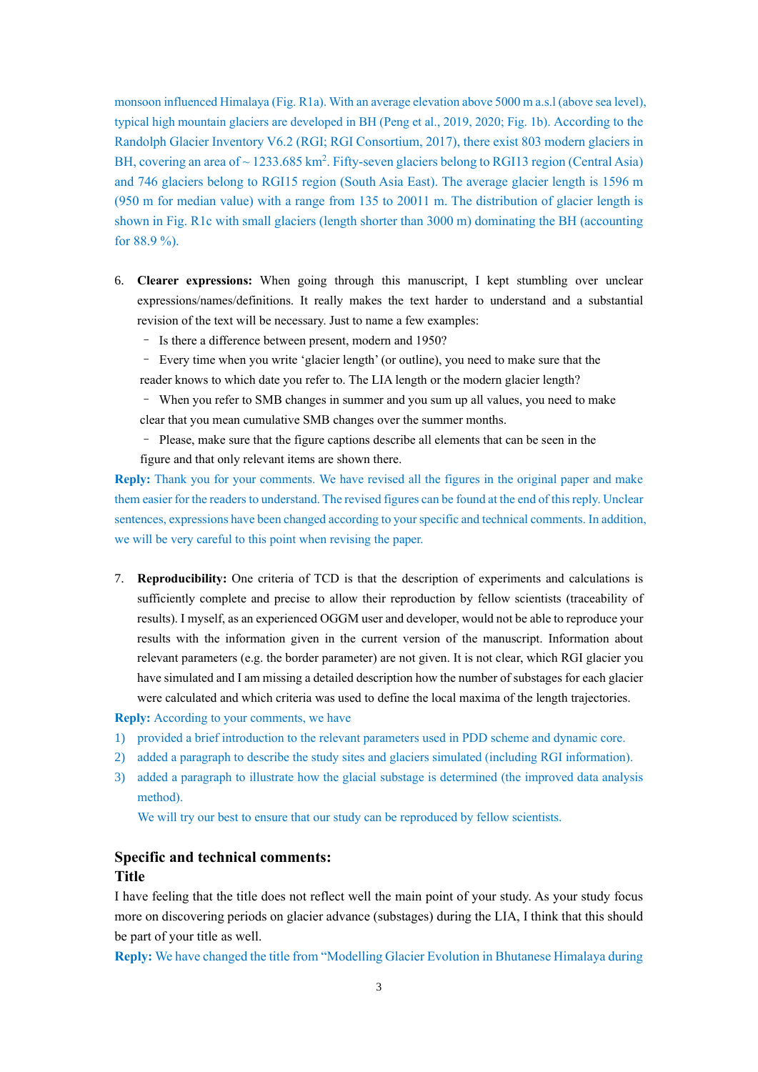monsoon influenced Himalaya (Fig. R1a). With an average elevation above 5000 m a.s.l (above sea level), typical high mountain glaciers are developed in BH (Peng et al., 2019, 2020; Fig. 1b). According to the Randolph Glacier Inventory V6.2 (RGI; RGI Consortium, 2017), there exist 803 modern glaciers in BH, covering an area of ~ 1233.685 km$^2$. Fifty-seven glaciers belong to RGI13 region (Central Asia) and 746 glaciers belong to RGI15 region (South Asia East). The average glacier length is 1596 m (950 m for median value) with a range from 135 to 20011 m. The distribution of glacier length is shown in Fig. R1c with small glaciers (length shorter than 3000 m) dominating the BH (accounting for 88.9 %).

6. **Clearer expressions:** When going through this manuscript, I kept stumbling over unclear expressions/names/definitions. It really makes the text harder to understand and a substantial revision of the text will be necessary. Just to name a few examples:
   - Is there a difference between present, modern and 1950?
   - Every time when you write 'glacier length' (or outline), you need to make sure that the reader knows to which date you refer to. The LIA length or the modern glacier length?
   - When you refer to SMB changes in summer and you sum up all values, you need to make clear that you mean cumulative SMB changes over the summer months.
   - Please, make sure that the figure captions describe all elements that can be seen in the figure and that only relevant items are shown there.

**Reply:** Thank you for your comments. We have revised all the figures in the original paper and make them easier for the readers to understand. The revised figures can be found at the end of this reply. Unclear sentences, expressions have been changed according to your specific and technical comments. In addition, we will be very careful to this point when revising the paper.

7. **Reproducibility:** One criteria of TCD is that the description of experiments and calculations is sufficiently complete and precise to allow their reproduction by fellow scientists (traceability of results). I myself, as an experienced OGGM user and developer, would not be able to reproduce your results with the information given in the current version of the manuscript. Information about relevant parameters (e.g. the border parameter) are not given. It is not clear, which RGI glacier you have simulated and I am missing a detailed description how the number of substages for each glacier were calculated and which criteria was used to define the local maxima of the length trajectories.

**Reply:** According to your comments, we have

1) provided a brief introduction to the relevant parameters used in PDD scheme and dynamic core.
2) added a paragraph to describe the study sites and glaciers simulated (including RGI information).
3) added a paragraph to illustrate how the glacial substage is determined (the improved data analysis method).

   We will try our best to ensure that our study can be reproduced by fellow scientists.

## Specific and technical comments:

### Title

I have feeling that the title does not reflect well the main point of your study. As your study focus more on discovering periods on glacier advance (substages) during the LIA, I think that this should be part of your title as well.

**Reply:** We have changed the title from "Modelling Glacier Evolution in Bhutanese Himalaya during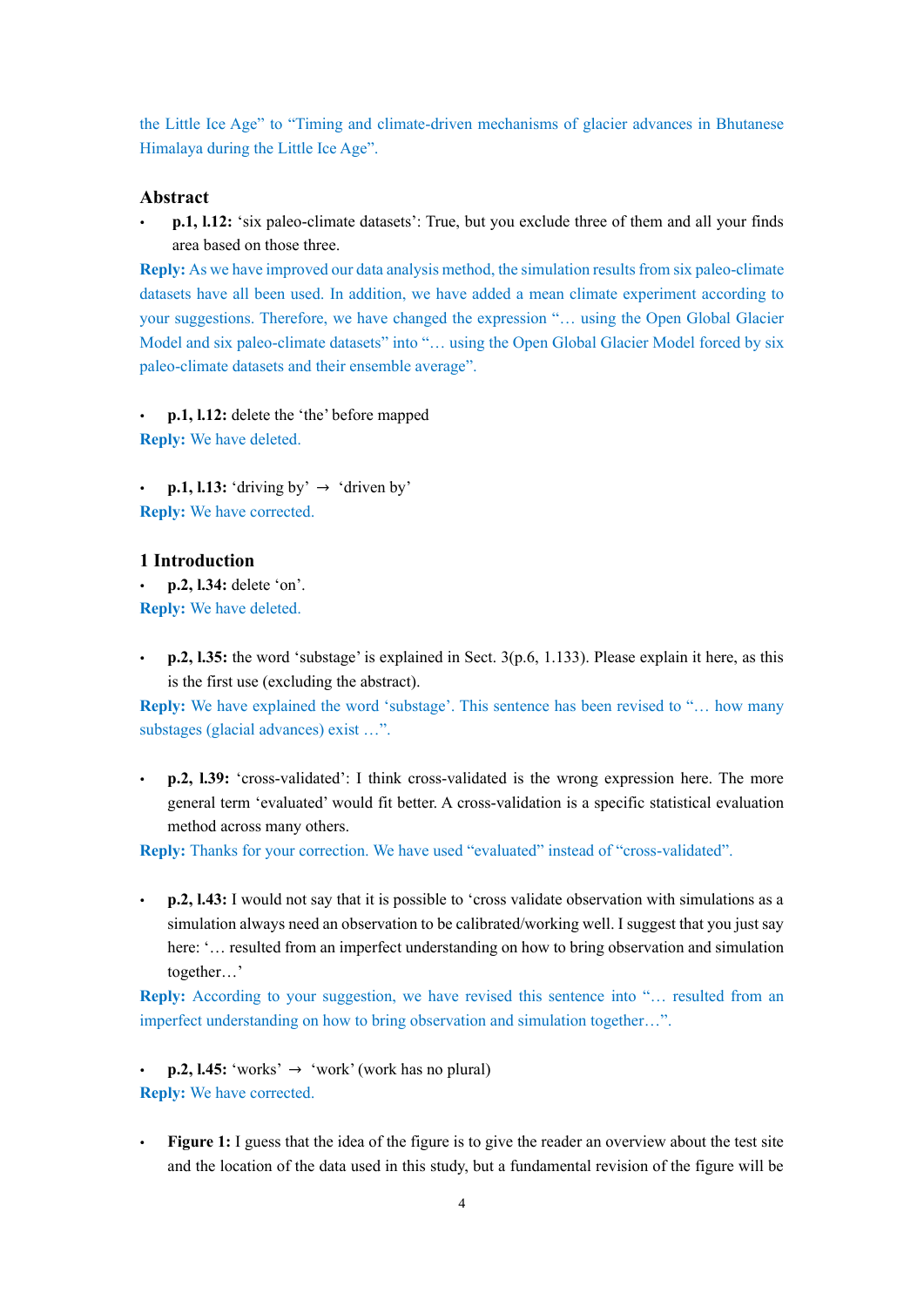the Little Ice Age" to "Timing and climate-driven mechanisms of glacier advances in Bhutanese Himalaya during the Little Ice Age".

## Abstract

- **p.1, l.12:** 'six paleo-climate datasets': True, but you exclude three of them and all your finds area based on those three.

**Reply:** As we have improved our data analysis method, the simulation results from six paleo-climate datasets have all been used. In addition, we have added a mean climate experiment according to your suggestions. Therefore, we have changed the expression "… using the Open Global Glacier Model and six paleo-climate datasets" into "… using the Open Global Glacier Model forced by six paleo-climate datasets and their ensemble average".

- **p.1, l.12:** delete the 'the' before mapped

**Reply:** We have deleted.

- **p.1, l.13:** 'driving by' → 'driven by'

**Reply:** We have corrected.

## 1 Introduction

- **p.2, l.34:** delete 'on'.

**Reply:** We have deleted.

- **p.2, l.35:** the word 'substage' is explained in Sect. 3(p.6, 1.133). Please explain it here, as this is the first use (excluding the abstract).

**Reply:** We have explained the word 'substage'. This sentence has been revised to "… how many substages (glacial advances) exist …".

- **p.2, l.39:** 'cross-validated': I think cross-validated is the wrong expression here. The more general term 'evaluated' would fit better. A cross-validation is a specific statistical evaluation method across many others.

**Reply:** Thanks for your correction. We have used "evaluated" instead of "cross-validated".

- **p.2, l.43:** I would not say that it is possible to 'cross validate observation with simulations as a simulation always need an observation to be calibrated/working well. I suggest that you just say here: '… resulted from an imperfect understanding on how to bring observation and simulation together…'

**Reply:** According to your suggestion, we have revised this sentence into "… resulted from an imperfect understanding on how to bring observation and simulation together…".

- **p.2, l.45:** 'works' → 'work' (work has no plural)

**Reply:** We have corrected.

- **Figure 1:** I guess that the idea of the figure is to give the reader an overview about the test site and the location of the data used in this study, but a fundamental revision of the figure will be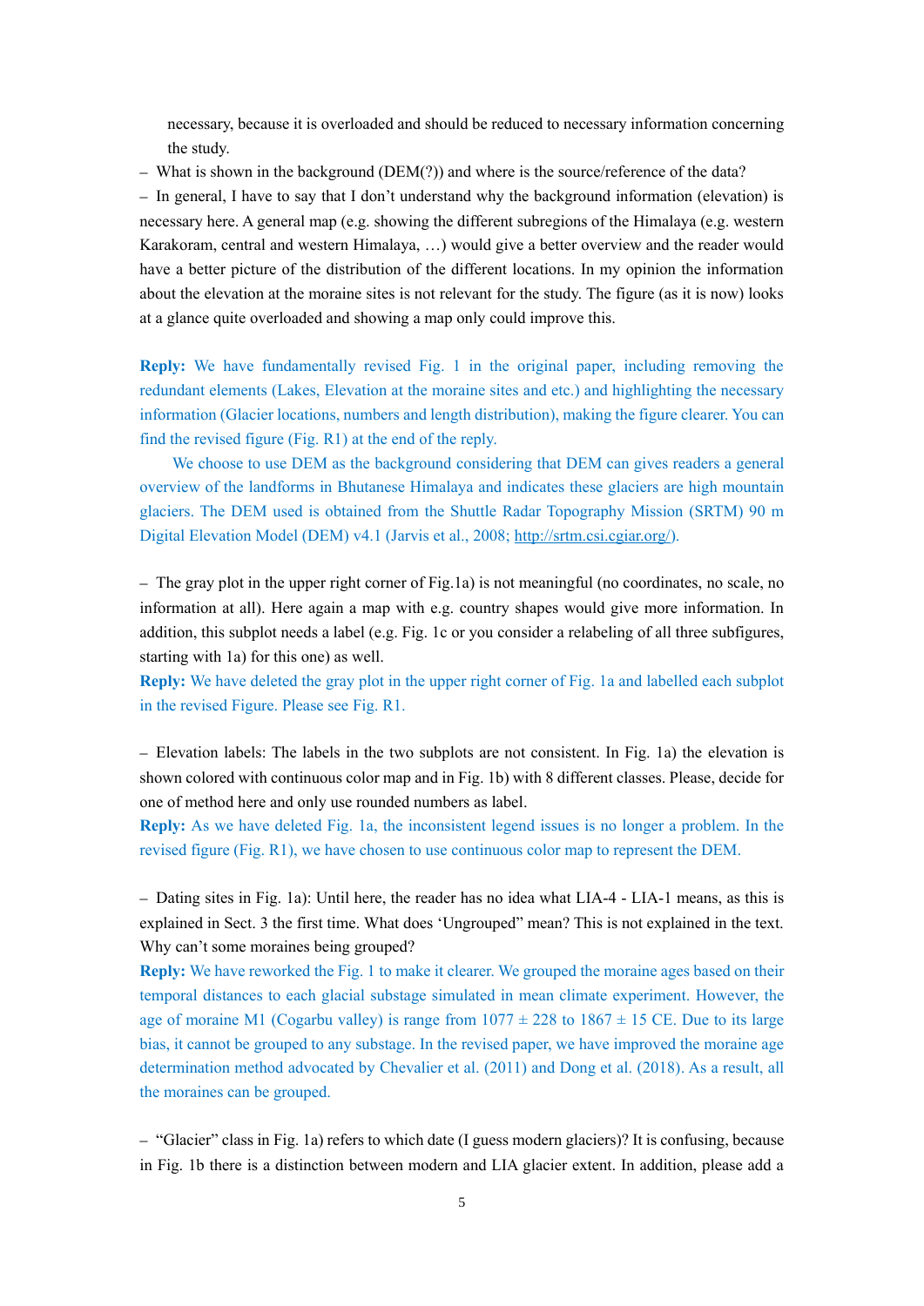necessary, because it is overloaded and should be reduced to necessary information concerning the study.

– What is shown in the background (DEM(?)) and where is the source/reference of the data?

– In general, I have to say that I don't understand why the background information (elevation) is necessary here. A general map (e.g. showing the different subregions of the Himalaya (e.g. western Karakoram, central and western Himalaya, …) would give a better overview and the reader would have a better picture of the distribution of the different locations. In my opinion the information about the elevation at the moraine sites is not relevant for the study. The figure (as it is now) looks at a glance quite overloaded and showing a map only could improve this.

**Reply:** We have fundamentally revised Fig. 1 in the original paper, including removing the redundant elements (Lakes, Elevation at the moraine sites and etc.) and highlighting the necessary information (Glacier locations, numbers and length distribution), making the figure clearer. You can find the revised figure (Fig. R1) at the end of the reply.

We choose to use DEM as the background considering that DEM can gives readers a general overview of the landforms in Bhutanese Himalaya and indicates these glaciers are high mountain glaciers. The DEM used is obtained from the Shuttle Radar Topography Mission (SRTM) 90 m Digital Elevation Model (DEM) v4.1 (Jarvis et al., 2008; http://srtm.csi.cgiar.org/).

– The gray plot in the upper right corner of Fig.1a) is not meaningful (no coordinates, no scale, no information at all). Here again a map with e.g. country shapes would give more information. In addition, this subplot needs a label (e.g. Fig. 1c or you consider a relabeling of all three subfigures, starting with 1a) for this one) as well.

**Reply:** We have deleted the gray plot in the upper right corner of Fig. 1a and labelled each subplot in the revised Figure. Please see Fig. R1.

– Elevation labels: The labels in the two subplots are not consistent. In Fig. 1a) the elevation is shown colored with continuous color map and in Fig. 1b) with 8 different classes. Please, decide for one of method here and only use rounded numbers as label.

**Reply:** As we have deleted Fig. 1a, the inconsistent legend issues is no longer a problem. In the revised figure (Fig. R1), we have chosen to use continuous color map to represent the DEM.

– Dating sites in Fig. 1a): Until here, the reader has no idea what LIA-4 - LIA-1 means, as this is explained in Sect. 3 the first time. What does 'Ungrouped" mean? This is not explained in the text. Why can't some moraines being grouped?

**Reply:** We have reworked the Fig. 1 to make it clearer. We grouped the moraine ages based on their temporal distances to each glacial substage simulated in mean climate experiment. However, the age of moraine M1 (Cogarbu valley) is range from 1077 ± 228 to 1867 ± 15 CE. Due to its large bias, it cannot be grouped to any substage. In the revised paper, we have improved the moraine age determination method advocated by Chevalier et al. (2011) and Dong et al. (2018). As a result, all the moraines can be grouped.

– "Glacier" class in Fig. 1a) refers to which date (I guess modern glaciers)? It is confusing, because in Fig. 1b there is a distinction between modern and LIA glacier extent. In addition, please add a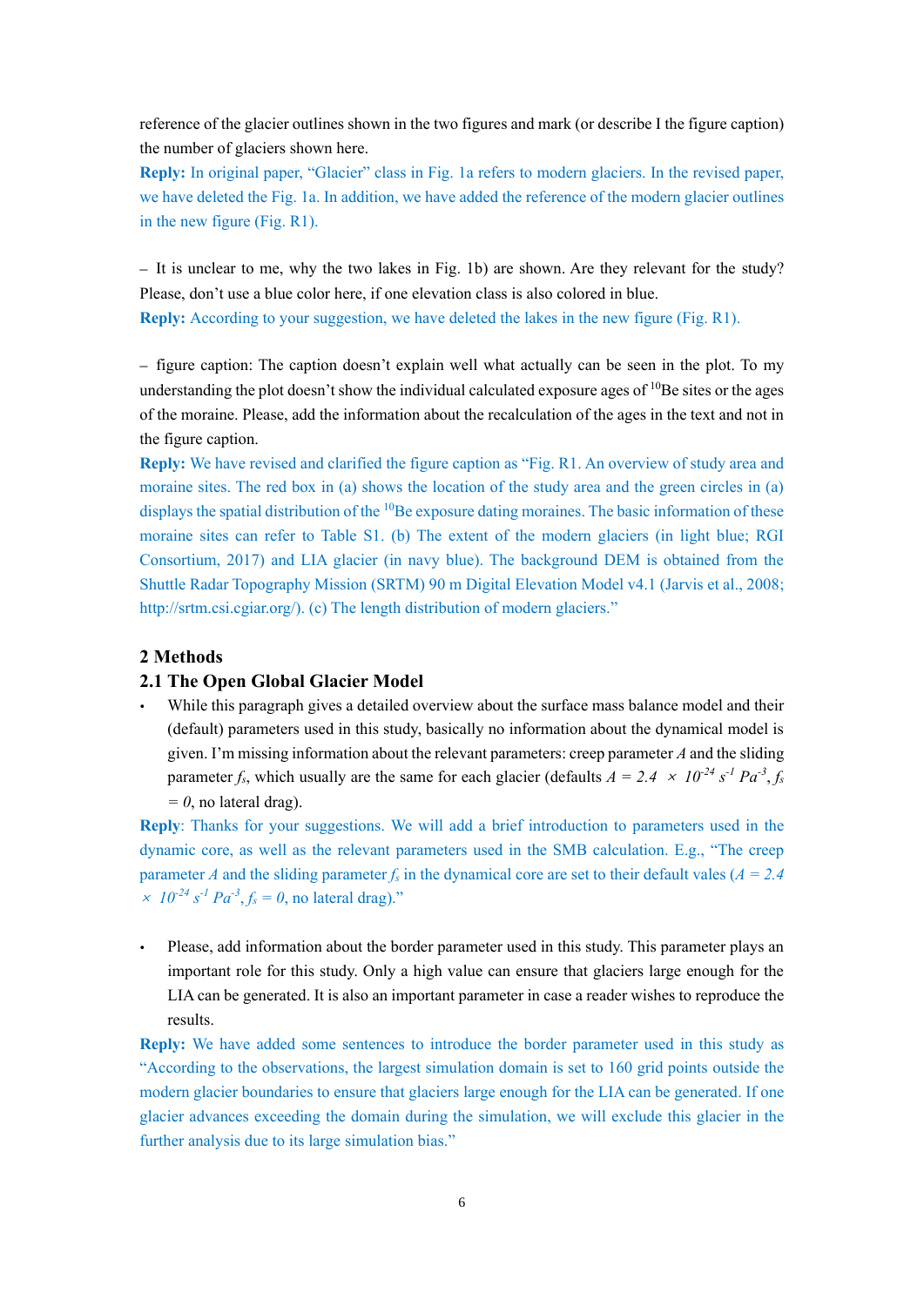reference of the glacier outlines shown in the two figures and mark (or describe I the figure caption) the number of glaciers shown here.

**Reply:** In original paper, "Glacier" class in Fig. 1a refers to modern glaciers. In the revised paper, we have deleted the Fig. 1a. In addition, we have added the reference of the modern glacier outlines in the new figure (Fig. R1).

– It is unclear to me, why the two lakes in Fig. 1b) are shown. Are they relevant for the study? Please, don't use a blue color here, if one elevation class is also colored in blue.

**Reply:** According to your suggestion, we have deleted the lakes in the new figure (Fig. R1).

– figure caption: The caption doesn't explain well what actually can be seen in the plot. To my understanding the plot doesn't show the individual calculated exposure ages of $^{10}$Be sites or the ages of the moraine. Please, add the information about the recalculation of the ages in the text and not in the figure caption.

**Reply:** We have revised and clarified the figure caption as "Fig. R1. An overview of study area and moraine sites. The red box in (a) shows the location of the study area and the green circles in (a) displays the spatial distribution of the $^{10}$Be exposure dating moraines. The basic information of these moraine sites can refer to Table S1. (b) The extent of the modern glaciers (in light blue; RGI Consortium, 2017) and LIA glacier (in navy blue). The background DEM is obtained from the Shuttle Radar Topography Mission (SRTM) 90 m Digital Elevation Model v4.1 (Jarvis et al., 2008; http://srtm.csi.cgiar.org/). (c) The length distribution of modern glaciers."

## 2 Methods

### 2.1 The Open Global Glacier Model

- While this paragraph gives a detailed overview about the surface mass balance model and their (default) parameters used in this study, basically no information about the dynamical model is given. I'm missing information about the relevant parameters: creep parameter *A* and the sliding parameter $f_s$, which usually are the same for each glacier (defaults $A = 2.4 \times 10^{-24}\ s^{-1}\ Pa^{-3}$, $f_s = 0$, no lateral drag).

**Reply**: Thanks for your suggestions. We will add a brief introduction to parameters used in the dynamic core, as well as the relevant parameters used in the SMB calculation. E.g., "The creep parameter *A* and the sliding parameter $f_s$ in the dynamical core are set to their default vales ($A = 2.4 \times 10^{-24}\ s^{-1}\ Pa^{-3}$, $f_s = 0$, no lateral drag)."

- Please, add information about the border parameter used in this study. This parameter plays an important role for this study. Only a high value can ensure that glaciers large enough for the LIA can be generated. It is also an important parameter in case a reader wishes to reproduce the results.

**Reply:** We have added some sentences to introduce the border parameter used in this study as "According to the observations, the largest simulation domain is set to 160 grid points outside the modern glacier boundaries to ensure that glaciers large enough for the LIA can be generated. If one glacier advances exceeding the domain during the simulation, we will exclude this glacier in the further analysis due to its large simulation bias."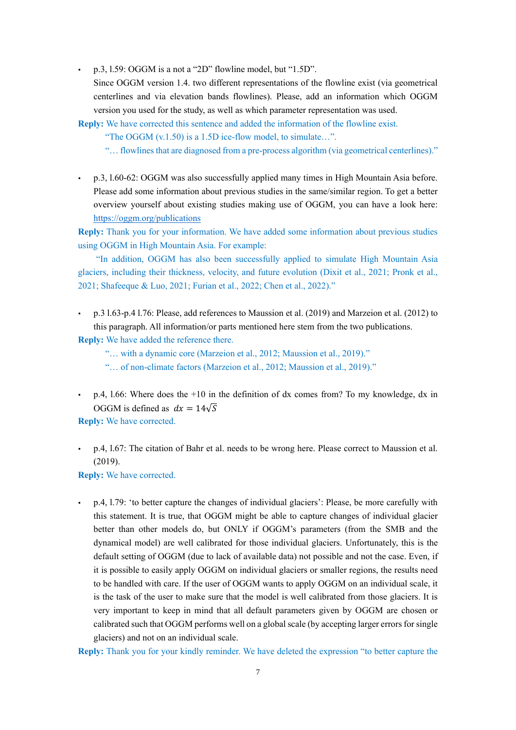- p.3, l.59: OGGM is a not a "2D" flowline model, but "1.5D".
  Since OGGM version 1.4. two different representations of the flowline exist (via geometrical centerlines and via elevation bands flowlines). Please, add an information which OGGM version you used for the study, as well as which parameter representation was used.

**Reply:** We have corrected this sentence and added the information of the flowline exist.

> "The OGGM (v.1.50) is a 1.5D ice-flow model, to simulate…".
> "… flowlines that are diagnosed from a pre-process algorithm (via geometrical centerlines)."

- p.3, l.60-62: OGGM was also successfully applied many times in High Mountain Asia before. Please add some information about previous studies in the same/similar region. To get a better overview yourself about existing studies making use of OGGM, you can have a look here: https://oggm.org/publications

**Reply:** Thank you for your information. We have added some information about previous studies using OGGM in High Mountain Asia. For example:

"In addition, OGGM has also been successfully applied to simulate High Mountain Asia glaciers, including their thickness, velocity, and future evolution (Dixit et al., 2021; Pronk et al., 2021; Shafeeque & Luo, 2021; Furian et al., 2022; Chen et al., 2022)."

- p.3 l.63-p.4 l.76: Please, add references to Maussion et al. (2019) and Marzeion et al. (2012) to this paragraph. All information/or parts mentioned here stem from the two publications.

**Reply:** We have added the reference there.

> "… with a dynamic core (Marzeion et al., 2012; Maussion et al., 2019)."
> "… of non-climate factors (Marzeion et al., 2012; Maussion et al., 2019)."

- p.4, l.66: Where does the +10 in the definition of dx comes from? To my knowledge, dx in OGGM is defined as $dx = 14\sqrt{S}$

**Reply:** We have corrected.

- p.4, l.67: The citation of Bahr et al. needs to be wrong here. Please correct to Maussion et al. (2019).

**Reply:** We have corrected.

- p.4, l.79: 'to better capture the changes of individual glaciers': Please, be more carefully with this statement. It is true, that OGGM might be able to capture changes of individual glacier better than other models do, but ONLY if OGGM's parameters (from the SMB and the dynamical model) are well calibrated for those individual glaciers. Unfortunately, this is the default setting of OGGM (due to lack of available data) not possible and not the case. Even, if it is possible to easily apply OGGM on individual glaciers or smaller regions, the results need to be handled with care. If the user of OGGM wants to apply OGGM on an individual scale, it is the task of the user to make sure that the model is well calibrated from those glaciers. It is very important to keep in mind that all default parameters given by OGGM are chosen or calibrated such that OGGM performs well on a global scale (by accepting larger errors for single glaciers) and not on an individual scale.

**Reply:** Thank you for your kindly reminder. We have deleted the expression "to better capture the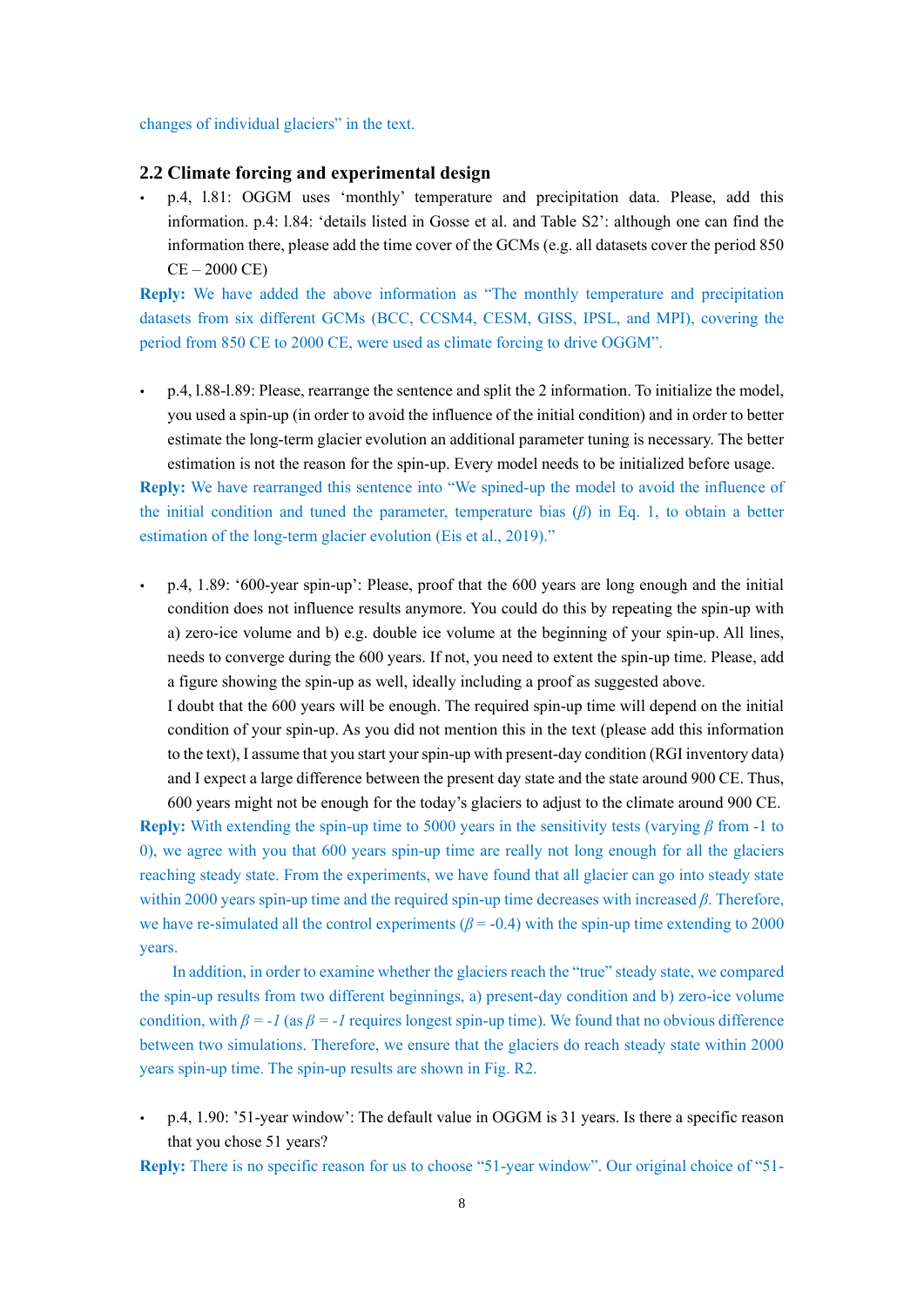changes of individual glaciers" in the text.

## 2.2 Climate forcing and experimental design

- p.4, l.81: OGGM uses 'monthly' temperature and precipitation data. Please, add this information. p.4: l.84: 'details listed in Gosse et al. and Table S2': although one can find the information there, please add the time cover of the GCMs (e.g. all datasets cover the period 850 CE – 2000 CE)

**Reply:** We have added the above information as "The monthly temperature and precipitation datasets from six different GCMs (BCC, CCSM4, CESM, GISS, IPSL, and MPI), covering the period from 850 CE to 2000 CE, were used as climate forcing to drive OGGM".

- p.4, l.88-l.89: Please, rearrange the sentence and split the 2 information. To initialize the model, you used a spin-up (in order to avoid the influence of the initial condition) and in order to better estimate the long-term glacier evolution an additional parameter tuning is necessary. The better estimation is not the reason for the spin-up. Every model needs to be initialized before usage.

**Reply:** We have rearranged this sentence into "We spined-up the model to avoid the influence of the initial condition and tuned the parameter, temperature bias ($\beta$) in Eq. 1, to obtain a better estimation of the long-term glacier evolution (Eis et al., 2019)."

- p.4, 1.89: '600-year spin-up': Please, proof that the 600 years are long enough and the initial condition does not influence results anymore. You could do this by repeating the spin-up with a) zero-ice volume and b) e.g. double ice volume at the beginning of your spin-up. All lines, needs to converge during the 600 years. If not, you need to extent the spin-up time. Please, add a figure showing the spin-up as well, ideally including a proof as suggested above.
  I doubt that the 600 years will be enough. The required spin-up time will depend on the initial condition of your spin-up. As you did not mention this in the text (please add this information to the text), I assume that you start your spin-up with present-day condition (RGI inventory data) and I expect a large difference between the present day state and the state around 900 CE. Thus, 600 years might not be enough for the today's glaciers to adjust to the climate around 900 CE.

**Reply:** With extending the spin-up time to 5000 years in the sensitivity tests (varying $\beta$ from -1 to 0), we agree with you that 600 years spin-up time are really not long enough for all the glaciers reaching steady state. From the experiments, we have found that all glacier can go into steady state within 2000 years spin-up time and the required spin-up time decreases with increased $\beta$. Therefore, we have re-simulated all the control experiments ($\beta = -0.4$) with the spin-up time extending to 2000 years.

In addition, in order to examine whether the glaciers reach the "true" steady state, we compared the spin-up results from two different beginnings, a) present-day condition and b) zero-ice volume condition, with $\beta = -1$ (as $\beta = -1$ requires longest spin-up time). We found that no obvious difference between two simulations. Therefore, we ensure that the glaciers do reach steady state within 2000 years spin-up time. The spin-up results are shown in Fig. R2.

- p.4, 1.90: '51-year window': The default value in OGGM is 31 years. Is there a specific reason that you chose 51 years?

**Reply:** There is no specific reason for us to choose "51-year window". Our original choice of "51-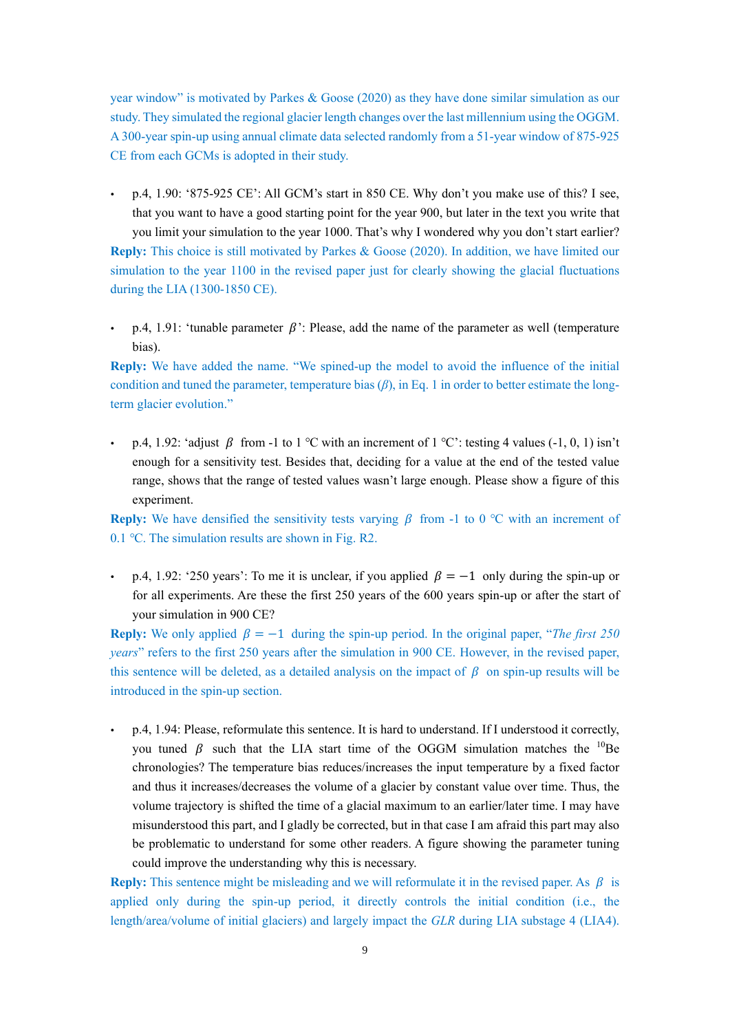year window" is motivated by Parkes & Goose (2020) as they have done similar simulation as our study. They simulated the regional glacier length changes over the last millennium using the OGGM. A 300-year spin-up using annual climate data selected randomly from a 51-year window of 875-925 CE from each GCMs is adopted in their study.

- p.4, l.90: '875-925 CE': All GCM's start in 850 CE. Why don't you make use of this? I see, that you want to have a good starting point for the year 900, but later in the text you write that you limit your simulation to the year 1000. That's why I wondered why you don't start earlier?

**Reply:** This choice is still motivated by Parkes & Goose (2020). In addition, we have limited our simulation to the year 1100 in the revised paper just for clearly showing the glacial fluctuations during the LIA (1300-1850 CE).

- p.4, l.91: 'tunable parameter $\beta$': Please, add the name of the parameter as well (temperature bias).

**Reply:** We have added the name. "We spined-up the model to avoid the influence of the initial condition and tuned the parameter, temperature bias ($\beta$), in Eq. 1 in order to better estimate the long-term glacier evolution."

- p.4, l.92: 'adjust $\beta$ from -1 to 1 °C with an increment of 1 °C': testing 4 values (-1, 0, 1) isn't enough for a sensitivity test. Besides that, deciding for a value at the end of the tested value range, shows that the range of tested values wasn't large enough. Please show a figure of this experiment.

**Reply:** We have densified the sensitivity tests varying $\beta$ from -1 to 0 °C with an increment of 0.1 °C. The simulation results are shown in Fig. R2.

- p.4, l.92: '250 years': To me it is unclear, if you applied $\beta = -1$ only during the spin-up or for all experiments. Are these the first 250 years of the 600 years spin-up or after the start of your simulation in 900 CE?

**Reply:** We only applied $\beta = -1$ during the spin-up period. In the original paper, "*The first 250 years*" refers to the first 250 years after the simulation in 900 CE. However, in the revised paper, this sentence will be deleted, as a detailed analysis on the impact of $\beta$ on spin-up results will be introduced in the spin-up section.

- p.4, l.94: Please, reformulate this sentence. It is hard to understand. If I understood it correctly, you tuned $\beta$ such that the LIA start time of the OGGM simulation matches the $^{10}$Be chronologies? The temperature bias reduces/increases the input temperature by a fixed factor and thus it increases/decreases the volume of a glacier by constant value over time. Thus, the volume trajectory is shifted the time of a glacial maximum to an earlier/later time. I may have misunderstood this part, and I gladly be corrected, but in that case I am afraid this part may also be problematic to understand for some other readers. A figure showing the parameter tuning could improve the understanding why this is necessary.

**Reply:** This sentence might be misleading and we will reformulate it in the revised paper. As $\beta$ is applied only during the spin-up period, it directly controls the initial condition (i.e., the length/area/volume of initial glaciers) and largely impact the *GLR* during LIA substage 4 (LIA4).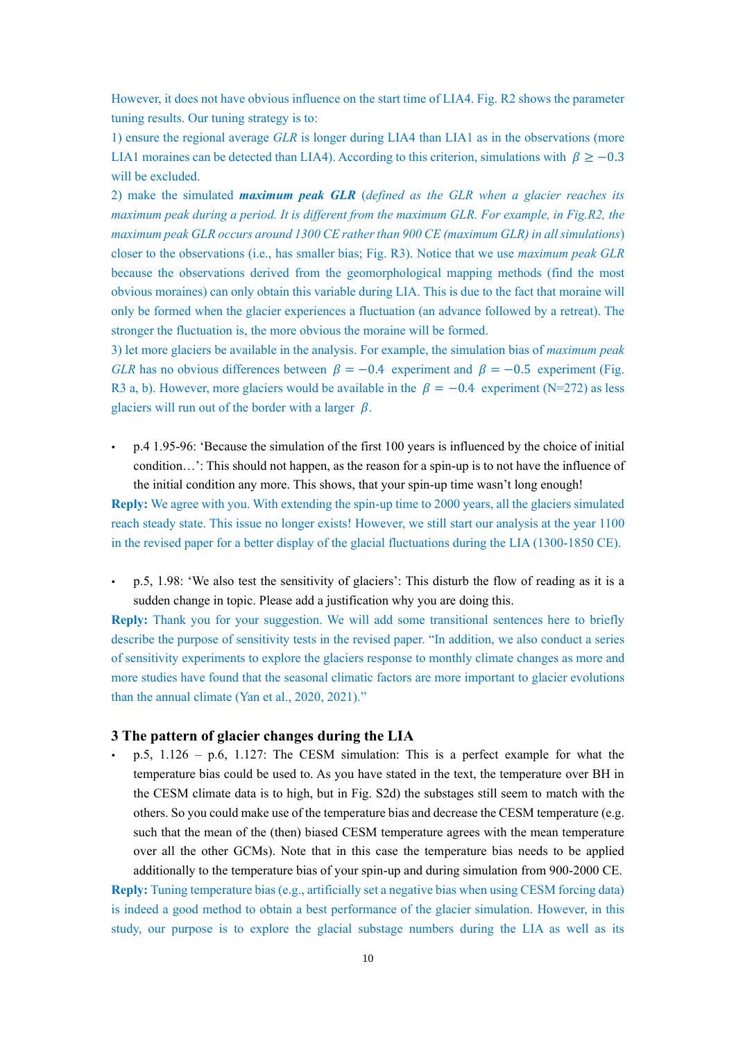However, it does not have obvious influence on the start time of LIA4. Fig. R2 shows the parameter tuning results. Our tuning strategy is to:

1) ensure the regional average *GLR* is longer during LIA4 than LIA1 as in the observations (more LIA1 moraines can be detected than LIA4). According to this criterion, simulations with $\beta \geq -0.3$ will be excluded.

2) make the simulated ***maximum peak GLR*** (*defined as the GLR when a glacier reaches its maximum peak during a period. It is different from the maximum GLR. For example, in Fig.R2, the maximum peak GLR occurs around 1300 CE rather than 900 CE (maximum GLR) in all simulations*) closer to the observations (i.e., has smaller bias; Fig. R3). Notice that we use *maximum peak GLR* because the observations derived from the geomorphological mapping methods (find the most obvious moraines) can only obtain this variable during LIA. This is due to the fact that moraine will only be formed when the glacier experiences a fluctuation (an advance followed by a retreat). The stronger the fluctuation is, the more obvious the moraine will be formed.

3) let more glaciers be available in the analysis. For example, the simulation bias of *maximum peak GLR* has no obvious differences between $\beta = -0.4$ experiment and $\beta = -0.5$ experiment (Fig. R3 a, b). However, more glaciers would be available in the $\beta = -0.4$ experiment (N=272) as less glaciers will run out of the border with a larger $\beta$.

- p.4 l.95-96: 'Because the simulation of the first 100 years is influenced by the choice of initial condition…': This should not happen, as the reason for a spin-up is to not have the influence of the initial condition any more. This shows, that your spin-up time wasn't long enough!

**Reply:** We agree with you. With extending the spin-up time to 2000 years, all the glaciers simulated reach steady state. This issue no longer exists! However, we still start our analysis at the year 1100 in the revised paper for a better display of the glacial fluctuations during the LIA (1300-1850 CE).

- p.5, l.98: 'We also test the sensitivity of glaciers': This disturb the flow of reading as it is a sudden change in topic. Please add a justification why you are doing this.

**Reply:** Thank you for your suggestion. We will add some transitional sentences here to briefly describe the purpose of sensitivity tests in the revised paper. "In addition, we also conduct a series of sensitivity experiments to explore the glaciers response to monthly climate changes as more and more studies have found that the seasonal climatic factors are more important to glacier evolutions than the annual climate (Yan et al., 2020, 2021)."

## 3 The pattern of glacier changes during the LIA

- p.5, l.126 – p.6, l.127: The CESM simulation: This is a perfect example for what the temperature bias could be used to. As you have stated in the text, the temperature over BH in the CESM climate data is to high, but in Fig. S2d) the substages still seem to match with the others. So you could make use of the temperature bias and decrease the CESM temperature (e.g. such that the mean of the (then) biased CESM temperature agrees with the mean temperature over all the other GCMs). Note that in this case the temperature bias needs to be applied additionally to the temperature bias of your spin-up and during simulation from 900-2000 CE.

**Reply:** Tuning temperature bias (e.g., artificially set a negative bias when using CESM forcing data) is indeed a good method to obtain a best performance of the glacier simulation. However, in this study, our purpose is to explore the glacial substage numbers during the LIA as well as its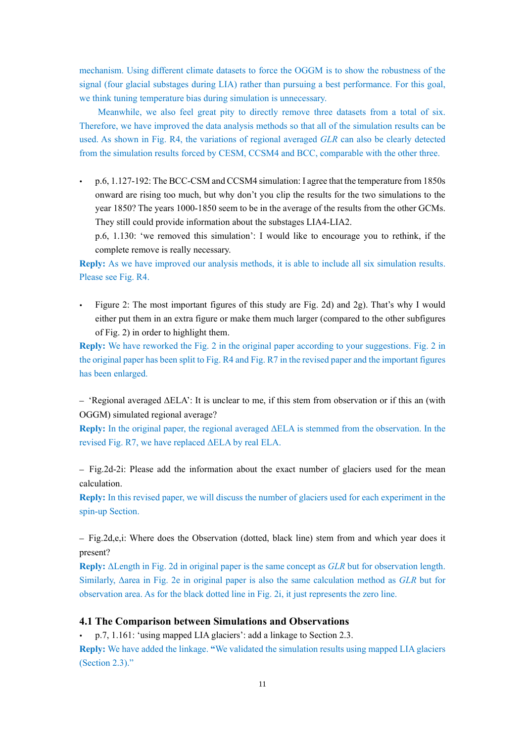mechanism. Using different climate datasets to force the OGGM is to show the robustness of the signal (four glacial substages during LIA) rather than pursuing a best performance. For this goal, we think tuning temperature bias during simulation is unnecessary.

Meanwhile, we also feel great pity to directly remove three datasets from a total of six. Therefore, we have improved the data analysis methods so that all of the simulation results can be used. As shown in Fig. R4, the variations of regional averaged *GLR* can also be clearly detected from the simulation results forced by CESM, CCSM4 and BCC, comparable with the other three.

- p.6, l.127-192: The BCC-CSM and CCSM4 simulation: I agree that the temperature from 1850s onward are rising too much, but why don't you clip the results for the two simulations to the year 1850? The years 1000-1850 seem to be in the average of the results from the other GCMs. They still could provide information about the substages LIA4-LIA2.
  p.6, l.130: 'we removed this simulation': I would like to encourage you to rethink, if the complete remove is really necessary.

**Reply:** As we have improved our analysis methods, it is able to include all six simulation results. Please see Fig. R4.

- Figure 2: The most important figures of this study are Fig. 2d) and 2g). That's why I would either put them in an extra figure or make them much larger (compared to the other subfigures of Fig. 2) in order to highlight them.

**Reply:** We have reworked the Fig. 2 in the original paper according to your suggestions. Fig. 2 in the original paper has been split to Fig. R4 and Fig. R7 in the revised paper and the important figures has been enlarged.

– 'Regional averaged ΔELA': It is unclear to me, if this stem from observation or if this an (with OGGM) simulated regional average?

**Reply:** In the original paper, the regional averaged ΔELA is stemmed from the observation. In the revised Fig. R7, we have replaced ΔELA by real ELA.

– Fig.2d-2i: Please add the information about the exact number of glaciers used for the mean calculation.

**Reply:** In this revised paper, we will discuss the number of glaciers used for each experiment in the spin-up Section.

– Fig.2d,e,i: Where does the Observation (dotted, black line) stem from and which year does it present?

**Reply:** ΔLength in Fig. 2d in original paper is the same concept as *GLR* but for observation length. Similarly, Δarea in Fig. 2e in original paper is also the same calculation method as *GLR* but for observation area. As for the black dotted line in Fig. 2i, it just represents the zero line.

### 4.1 The Comparison between Simulations and Observations

- p.7, l.161: 'using mapped LIA glaciers': add a linkage to Section 2.3.

**Reply:** We have added the linkage. **"**We validated the simulation results using mapped LIA glaciers (Section 2.3)."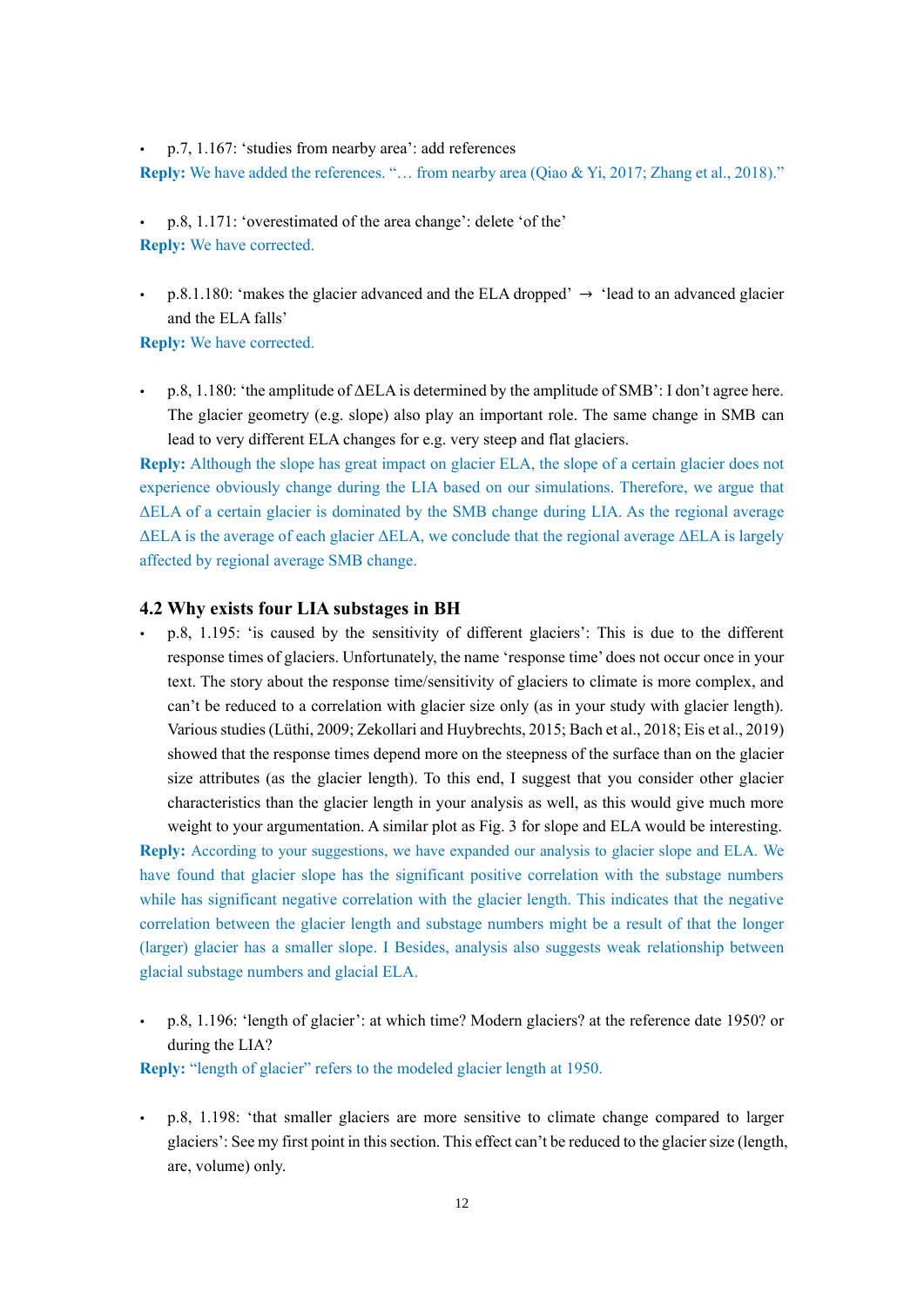- p.7, 1.167: 'studies from nearby area': add references

**Reply:** We have added the references. "… from nearby area (Qiao & Yi, 2017; Zhang et al., 2018)."

- p.8, 1.171: 'overestimated of the area change': delete 'of the'

**Reply:** We have corrected.

- p.8.1.180: 'makes the glacier advanced and the ELA dropped' → 'lead to an advanced glacier and the ELA falls'

**Reply:** We have corrected.

- p.8, 1.180: 'the amplitude of ΔELA is determined by the amplitude of SMB': I don't agree here. The glacier geometry (e.g. slope) also play an important role. The same change in SMB can lead to very different ELA changes for e.g. very steep and flat glaciers.

**Reply:** Although the slope has great impact on glacier ELA, the slope of a certain glacier does not experience obviously change during the LIA based on our simulations. Therefore, we argue that ΔELA of a certain glacier is dominated by the SMB change during LIA. As the regional average ΔELA is the average of each glacier ΔELA, we conclude that the regional average ΔELA is largely affected by regional average SMB change.

## 4.2 Why exists four LIA substages in BH

- p.8, 1.195: 'is caused by the sensitivity of different glaciers': This is due to the different response times of glaciers. Unfortunately, the name 'response time' does not occur once in your text. The story about the response time/sensitivity of glaciers to climate is more complex, and can't be reduced to a correlation with glacier size only (as in your study with glacier length). Various studies (Lüthi, 2009; Zekollari and Huybrechts, 2015; Bach et al., 2018; Eis et al., 2019) showed that the response times depend more on the steepness of the surface than on the glacier size attributes (as the glacier length). To this end, I suggest that you consider other glacier characteristics than the glacier length in your analysis as well, as this would give much more weight to your argumentation. A similar plot as Fig. 3 for slope and ELA would be interesting.

**Reply:** According to your suggestions, we have expanded our analysis to glacier slope and ELA. We have found that glacier slope has the significant positive correlation with the substage numbers while has significant negative correlation with the glacier length. This indicates that the negative correlation between the glacier length and substage numbers might be a result of that the longer (larger) glacier has a smaller slope. I Besides, analysis also suggests weak relationship between glacial substage numbers and glacial ELA.

- p.8, 1.196: 'length of glacier': at which time? Modern glaciers? at the reference date 1950? or during the LIA?

**Reply:** "length of glacier" refers to the modeled glacier length at 1950.

- p.8, 1.198: 'that smaller glaciers are more sensitive to climate change compared to larger glaciers': See my first point in this section. This effect can't be reduced to the glacier size (length, are, volume) only.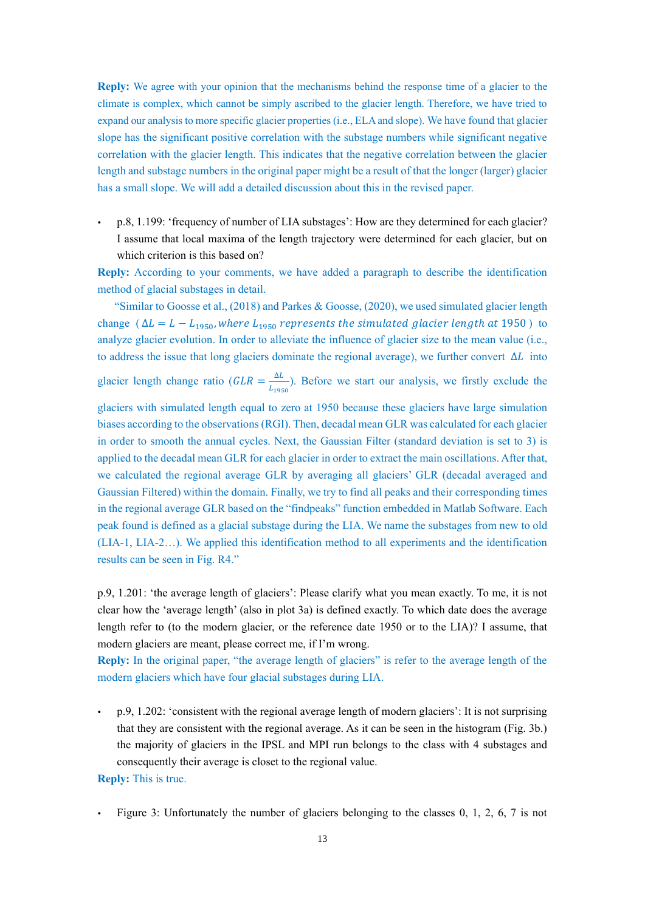**Reply:** We agree with your opinion that the mechanisms behind the response time of a glacier to the climate is complex, which cannot be simply ascribed to the glacier length. Therefore, we have tried to expand our analysis to more specific glacier properties (i.e., ELA and slope). We have found that glacier slope has the significant positive correlation with the substage numbers while significant negative correlation with the glacier length. This indicates that the negative correlation between the glacier length and substage numbers in the original paper might be a result of that the longer (larger) glacier has a small slope. We will add a detailed discussion about this in the revised paper.

- p.8, l.199: 'frequency of number of LIA substages': How are they determined for each glacier? I assume that local maxima of the length trajectory were determined for each glacier, but on which criterion is this based on?

**Reply:** According to your comments, we have added a paragraph to describe the identification method of glacial substages in detail.

"Similar to Goosse et al., (2018) and Parkes & Goosse, (2020), we used simulated glacier length change ($\Delta L = L - L_{1950}, where\ L_{1950}\ represents\ the\ simulated\ glacier\ length\ at\ 1950$) to analyze glacier evolution. In order to alleviate the influence of glacier size to the mean value (i.e., to address the issue that long glaciers dominate the regional average), we further convert $\Delta L$ into glacier length change ratio ($GLR = \frac{\Delta L}{L_{1950}}$). Before we start our analysis, we firstly exclude the glaciers with simulated length equal to zero at 1950 because these glaciers have large simulation biases according to the observations (RGI). Then, decadal mean GLR was calculated for each glacier in order to smooth the annual cycles. Next, the Gaussian Filter (standard deviation is set to 3) is applied to the decadal mean GLR for each glacier in order to extract the main oscillations. After that, we calculated the regional average GLR by averaging all glaciers' GLR (decadal averaged and Gaussian Filtered) within the domain. Finally, we try to find all peaks and their corresponding times in the regional average GLR based on the "findpeaks" function embedded in Matlab Software. Each peak found is defined as a glacial substage during the LIA. We name the substages from new to old (LIA-1, LIA-2…). We applied this identification method to all experiments and the identification results can be seen in Fig. R4."

p.9, l.201: 'the average length of glaciers': Please clarify what you mean exactly. To me, it is not clear how the 'average length' (also in plot 3a) is defined exactly. To which date does the average length refer to (to the modern glacier, or the reference date 1950 or to the LIA)? I assume, that modern glaciers are meant, please correct me, if I'm wrong.

**Reply:** In the original paper, "the average length of glaciers" is refer to the average length of the modern glaciers which have four glacial substages during LIA.

- p.9, l.202: 'consistent with the regional average length of modern glaciers': It is not surprising that they are consistent with the regional average. As it can be seen in the histogram (Fig. 3b.) the majority of glaciers in the IPSL and MPI run belongs to the class with 4 substages and consequently their average is closet to the regional value.

**Reply:** This is true.

- Figure 3: Unfortunately the number of glaciers belonging to the classes 0, 1, 2, 6, 7 is not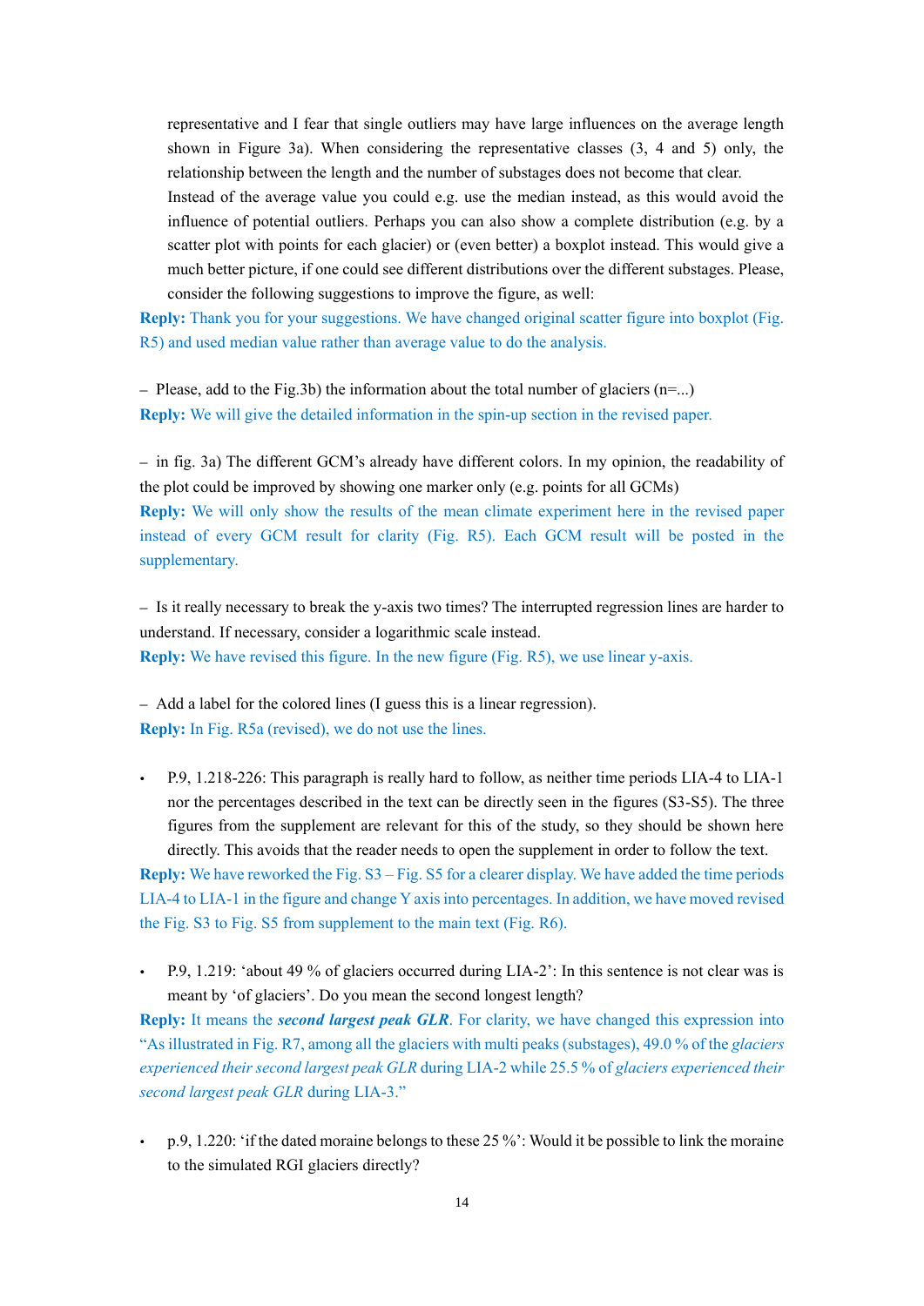representative and I fear that single outliers may have large influences on the average length shown in Figure 3a). When considering the representative classes (3, 4 and 5) only, the relationship between the length and the number of substages does not become that clear. Instead of the average value you could e.g. use the median instead, as this would avoid the influence of potential outliers. Perhaps you can also show a complete distribution (e.g. by a scatter plot with points for each glacier) or (even better) a boxplot instead. This would give a much better picture, if one could see different distributions over the different substages. Please, consider the following suggestions to improve the figure, as well:

**Reply:** Thank you for your suggestions. We have changed original scatter figure into boxplot (Fig. R5) and used median value rather than average value to do the analysis.

– Please, add to the Fig.3b) the information about the total number of glaciers (n=...)

**Reply:** We will give the detailed information in the spin-up section in the revised paper.

– in fig. 3a) The different GCM's already have different colors. In my opinion, the readability of the plot could be improved by showing one marker only (e.g. points for all GCMs)

**Reply:** We will only show the results of the mean climate experiment here in the revised paper instead of every GCM result for clarity (Fig. R5). Each GCM result will be posted in the supplementary.

– Is it really necessary to break the y-axis two times? The interrupted regression lines are harder to understand. If necessary, consider a logarithmic scale instead.

**Reply:** We have revised this figure. In the new figure (Fig. R5), we use linear y-axis.

– Add a label for the colored lines (I guess this is a linear regression).

**Reply:** In Fig. R5a (revised), we do not use the lines.

- P.9, l.218-226: This paragraph is really hard to follow, as neither time periods LIA-4 to LIA-1 nor the percentages described in the text can be directly seen in the figures (S3-S5). The three figures from the supplement are relevant for this of the study, so they should be shown here directly. This avoids that the reader needs to open the supplement in order to follow the text.

**Reply:** We have reworked the Fig. S3 – Fig. S5 for a clearer display. We have added the time periods LIA-4 to LIA-1 in the figure and change Y axis into percentages. In addition, we have moved revised the Fig. S3 to Fig. S5 from supplement to the main text (Fig. R6).

- P.9, l.219: 'about 49 % of glaciers occurred during LIA-2': In this sentence is not clear was is meant by 'of glaciers'. Do you mean the second longest length?

**Reply:** It means the ***second largest peak GLR***. For clarity, we have changed this expression into "As illustrated in Fig. R7, among all the glaciers with multi peaks (substages), 49.0 % of the *glaciers experienced their second largest peak GLR* during LIA-2 while 25.5 % of *glaciers experienced their second largest peak GLR* during LIA-3."

- p.9, l.220: 'if the dated moraine belongs to these 25 %': Would it be possible to link the moraine to the simulated RGI glaciers directly?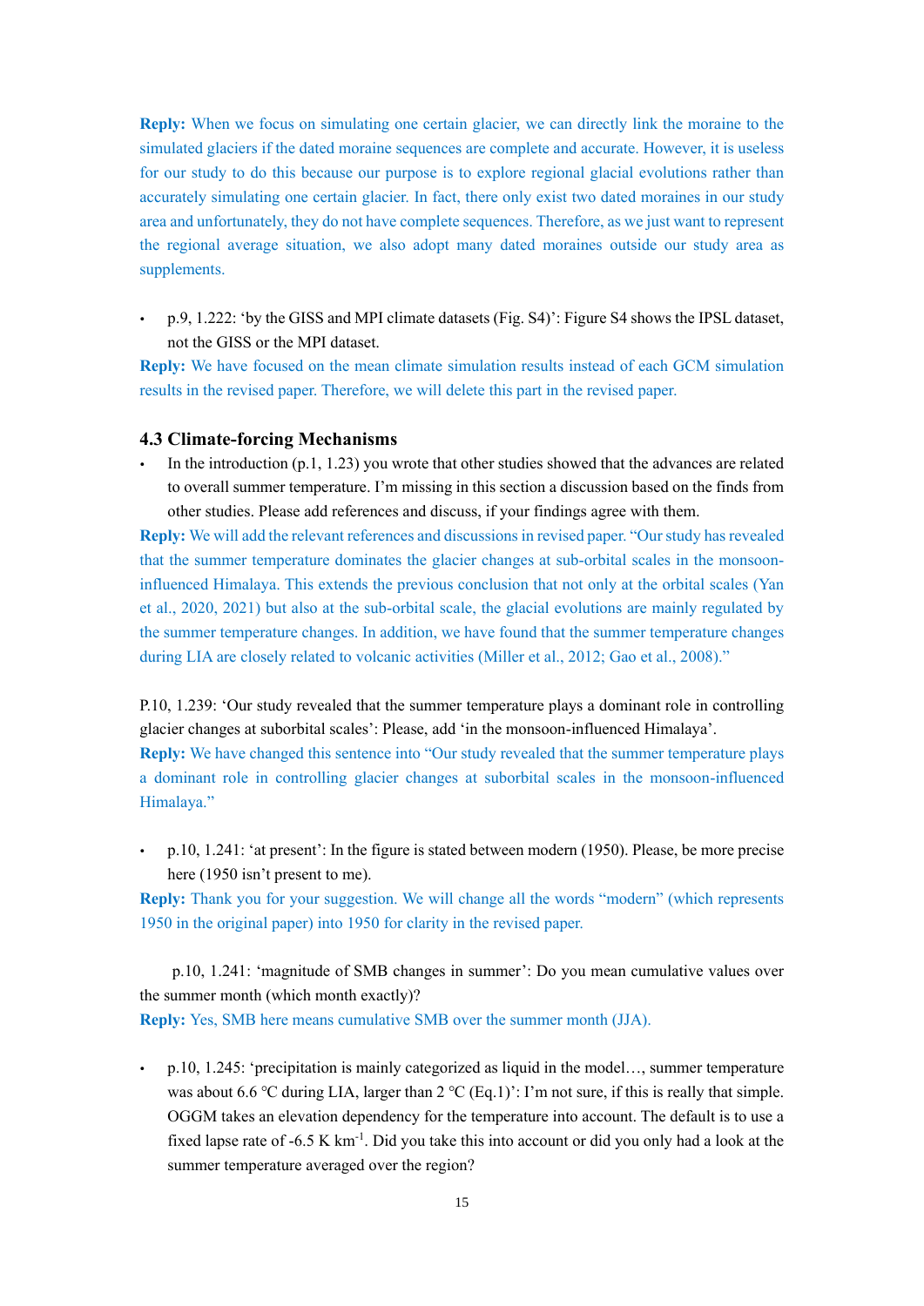**Reply:** When we focus on simulating one certain glacier, we can directly link the moraine to the simulated glaciers if the dated moraine sequences are complete and accurate. However, it is useless for our study to do this because our purpose is to explore regional glacial evolutions rather than accurately simulating one certain glacier. In fact, there only exist two dated moraines in our study area and unfortunately, they do not have complete sequences. Therefore, as we just want to represent the regional average situation, we also adopt many dated moraines outside our study area as supplements.

- p.9, l.222: 'by the GISS and MPI climate datasets (Fig. S4)': Figure S4 shows the IPSL dataset, not the GISS or the MPI dataset.

**Reply:** We have focused on the mean climate simulation results instead of each GCM simulation results in the revised paper. Therefore, we will delete this part in the revised paper.

### 4.3 Climate-forcing Mechanisms

- In the introduction (p.1, l.23) you wrote that other studies showed that the advances are related to overall summer temperature. I'm missing in this section a discussion based on the finds from other studies. Please add references and discuss, if your findings agree with them.

**Reply:** We will add the relevant references and discussions in revised paper. "Our study has revealed that the summer temperature dominates the glacier changes at sub-orbital scales in the monsoon-influenced Himalaya. This extends the previous conclusion that not only at the orbital scales (Yan et al., 2020, 2021) but also at the sub-orbital scale, the glacial evolutions are mainly regulated by the summer temperature changes. In addition, we have found that the summer temperature changes during LIA are closely related to volcanic activities (Miller et al., 2012; Gao et al., 2008)."

P.10, l.239: 'Our study revealed that the summer temperature plays a dominant role in controlling glacier changes at suborbital scales': Please, add 'in the monsoon-influenced Himalaya'.

**Reply:** We have changed this sentence into "Our study revealed that the summer temperature plays a dominant role in controlling glacier changes at suborbital scales in the monsoon-influenced Himalaya."

- p.10, l.241: 'at present': In the figure is stated between modern (1950). Please, be more precise here (1950 isn't present to me).

**Reply:** Thank you for your suggestion. We will change all the words "modern" (which represents 1950 in the original paper) into 1950 for clarity in the revised paper.

p.10, l.241: 'magnitude of SMB changes in summer': Do you mean cumulative values over the summer month (which month exactly)?

**Reply:** Yes, SMB here means cumulative SMB over the summer month (JJA).

- p.10, l.245: 'precipitation is mainly categorized as liquid in the model…, summer temperature was about 6.6 °C during LIA, larger than 2 °C (Eq.1)': I'm not sure, if this is really that simple. OGGM takes an elevation dependency for the temperature into account. The default is to use a fixed lapse rate of -6.5 K km$^{-1}$. Did you take this into account or did you only had a look at the summer temperature averaged over the region?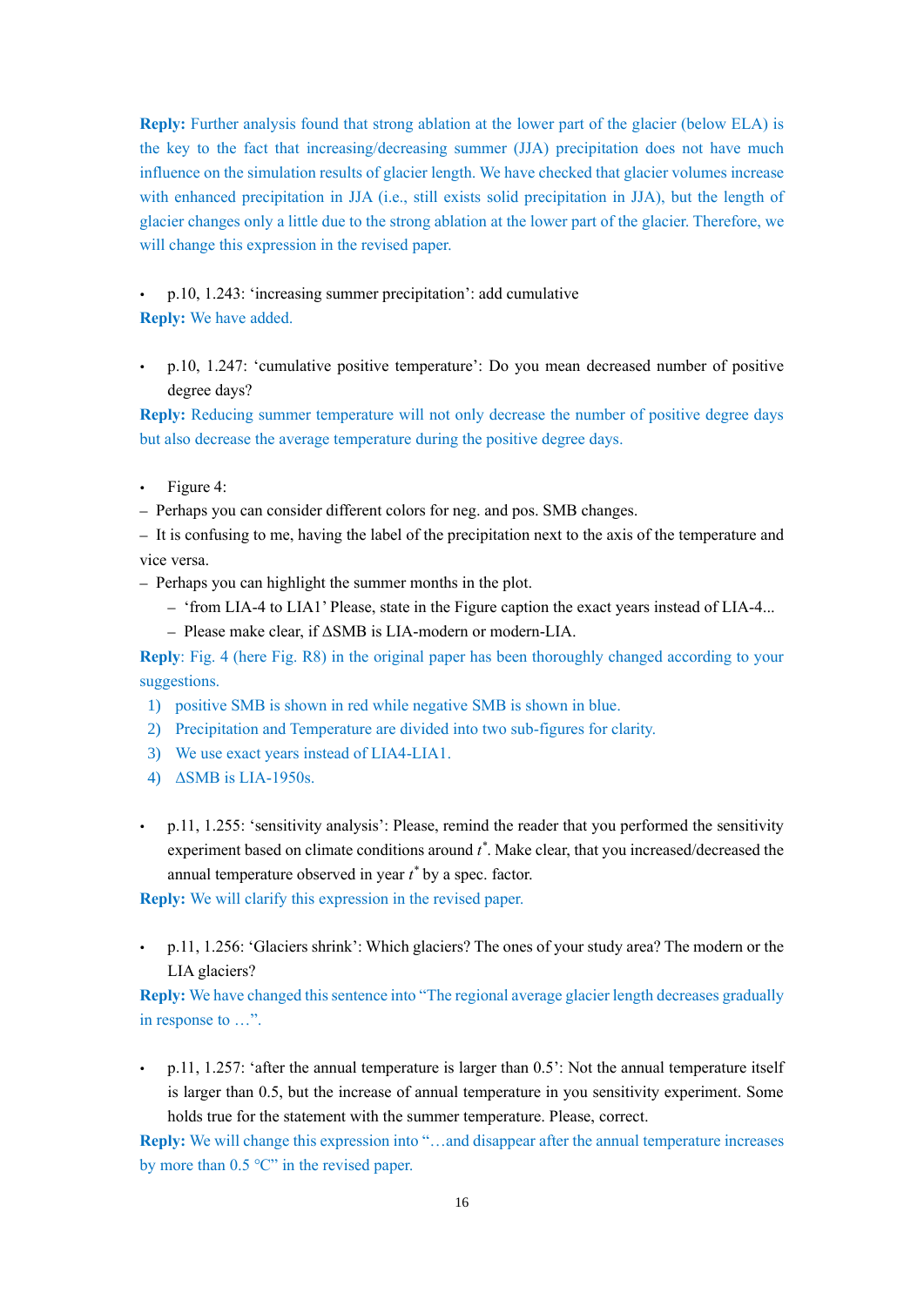**Reply:** Further analysis found that strong ablation at the lower part of the glacier (below ELA) is the key to the fact that increasing/decreasing summer (JJA) precipitation does not have much influence on the simulation results of glacier length. We have checked that glacier volumes increase with enhanced precipitation in JJA (i.e., still exists solid precipitation in JJA), but the length of glacier changes only a little due to the strong ablation at the lower part of the glacier. Therefore, we will change this expression in the revised paper.

- p.10, l.243: 'increasing summer precipitation': add cumulative

**Reply:** We have added.

- p.10, l.247: 'cumulative positive temperature': Do you mean decreased number of positive degree days?

**Reply:** Reducing summer temperature will not only decrease the number of positive degree days but also decrease the average temperature during the positive degree days.

- Figure 4:

– Perhaps you can consider different colors for neg. and pos. SMB changes.

– It is confusing to me, having the label of the precipitation next to the axis of the temperature and vice versa.

– Perhaps you can highlight the summer months in the plot.

  – 'from LIA-4 to LIA1' Please, state in the Figure caption the exact years instead of LIA-4...
  – Please make clear, if ΔSMB is LIA-modern or modern-LIA.

**Reply**: Fig. 4 (here Fig. R8) in the original paper has been thoroughly changed according to your suggestions.

1) positive SMB is shown in red while negative SMB is shown in blue.
2) Precipitation and Temperature are divided into two sub-figures for clarity.
3) We use exact years instead of LIA4-LIA1.
4) ΔSMB is LIA-1950s.

- p.11, l.255: 'sensitivity analysis': Please, remind the reader that you performed the sensitivity experiment based on climate conditions around $t^*$. Make clear, that you increased/decreased the annual temperature observed in year $t^*$ by a spec. factor.

**Reply:** We will clarify this expression in the revised paper.

- p.11, l.256: 'Glaciers shrink': Which glaciers? The ones of your study area? The modern or the LIA glaciers?

**Reply:** We have changed this sentence into "The regional average glacier length decreases gradually in response to …".

- p.11, l.257: 'after the annual temperature is larger than 0.5': Not the annual temperature itself is larger than 0.5, but the increase of annual temperature in you sensitivity experiment. Some holds true for the statement with the summer temperature. Please, correct.

**Reply:** We will change this expression into "…and disappear after the annual temperature increases by more than 0.5 °C" in the revised paper.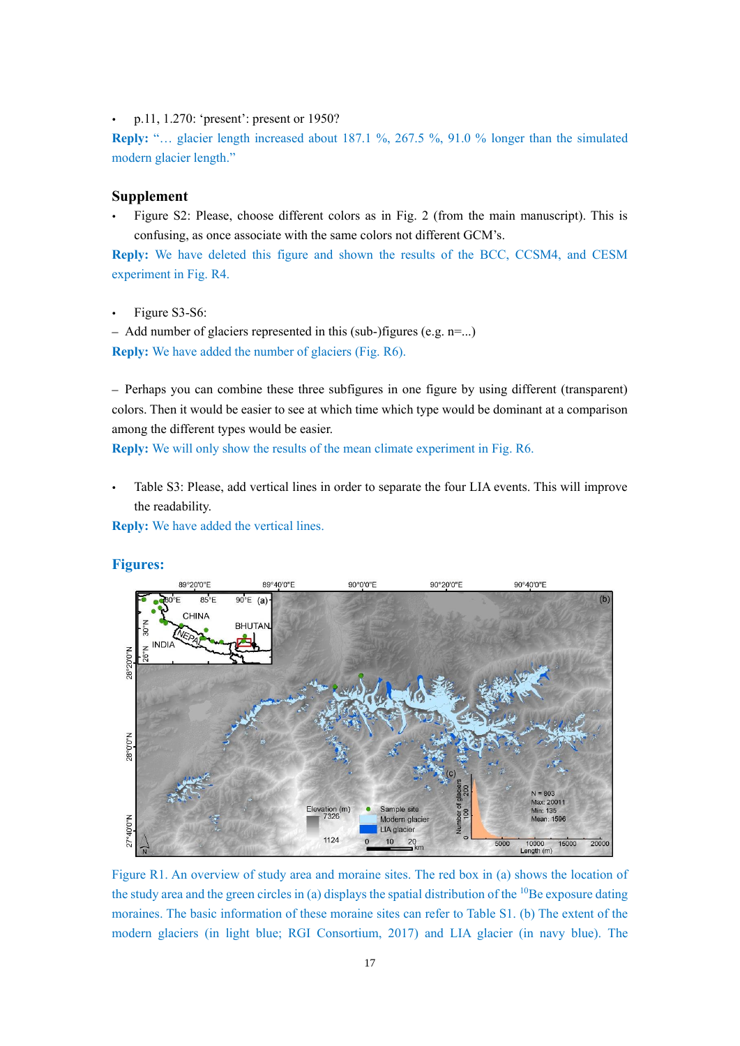- p.11, l.270: 'present': present or 1950?

**Reply:** "… glacier length increased about 187.1 %, 267.5 %, 91.0 % longer than the simulated modern glacier length."

## Supplement

- Figure S2: Please, choose different colors as in Fig. 2 (from the main manuscript). This is confusing, as once associate with the same colors not different GCM's.

**Reply:** We have deleted this figure and shown the results of the BCC, CCSM4, and CESM experiment in Fig. R4.

- Figure S3-S6:

– Add number of glaciers represented in this (sub-)figures (e.g. n=...)

**Reply:** We have added the number of glaciers (Fig. R6).

– Perhaps you can combine these three subfigures in one figure by using different (transparent) colors. Then it would be easier to see at which time which type would be dominant at a comparison among the different types would be easier.

**Reply:** We will only show the results of the mean climate experiment in Fig. R6.

- Table S3: Please, add vertical lines in order to separate the four LIA events. This will improve the readability.

**Reply:** We have added the vertical lines.

## Figures:

Figure R1. An overview of study area and moraine sites. The red box in (a) shows the location of the study area and the green circles in (a) displays the spatial distribution of the [10]Be exposure dating moraines. The basic information of these moraine sites can refer to Table S1. (b) The extent of the modern glaciers (in light blue; RGI Consortium, 2017) and LIA glacier (in navy blue). The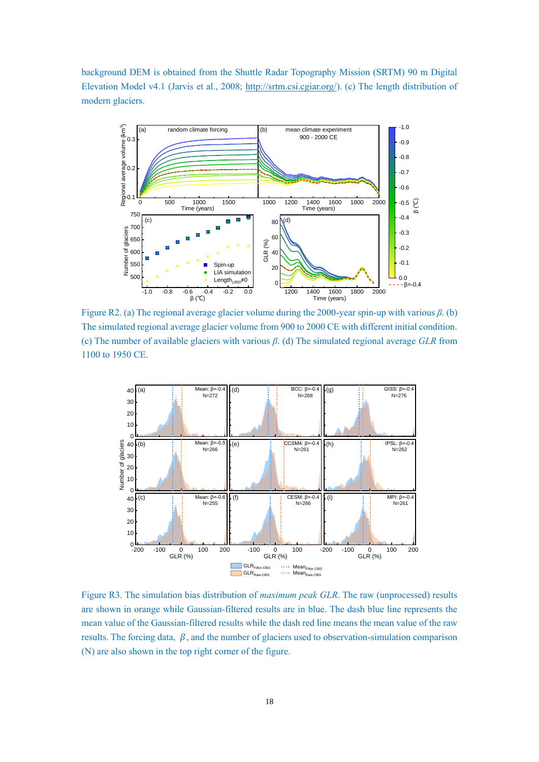background DEM is obtained from the Shuttle Radar Topography Mission (SRTM) 90 m Digital Elevation Model v4.1 (Jarvis et al., 2008; http://srtm.csi.cgiar.org/). (c) The length distribution of modern glaciers.

Figure R2. (a) The regional average glacier volume during the 2000-year spin-up with various $\beta$. (b) The simulated regional average glacier volume from 900 to 2000 CE with different initial condition. (c) The number of available glaciers with various $\beta$. (d) The simulated regional average *GLR* from 1100 to 1950 CE.

Figure R3. The simulation bias distribution of *maximum peak GLR*. The raw (unprocessed) results are shown in orange while Gaussian-filtered results are in blue. The dash blue line represents the mean value of the Gaussian-filtered results while the dash red line means the mean value of the raw results. The forcing data, $\beta$, and the number of glaciers used to observation-simulation comparison (N) are also shown in the top right corner of the figure.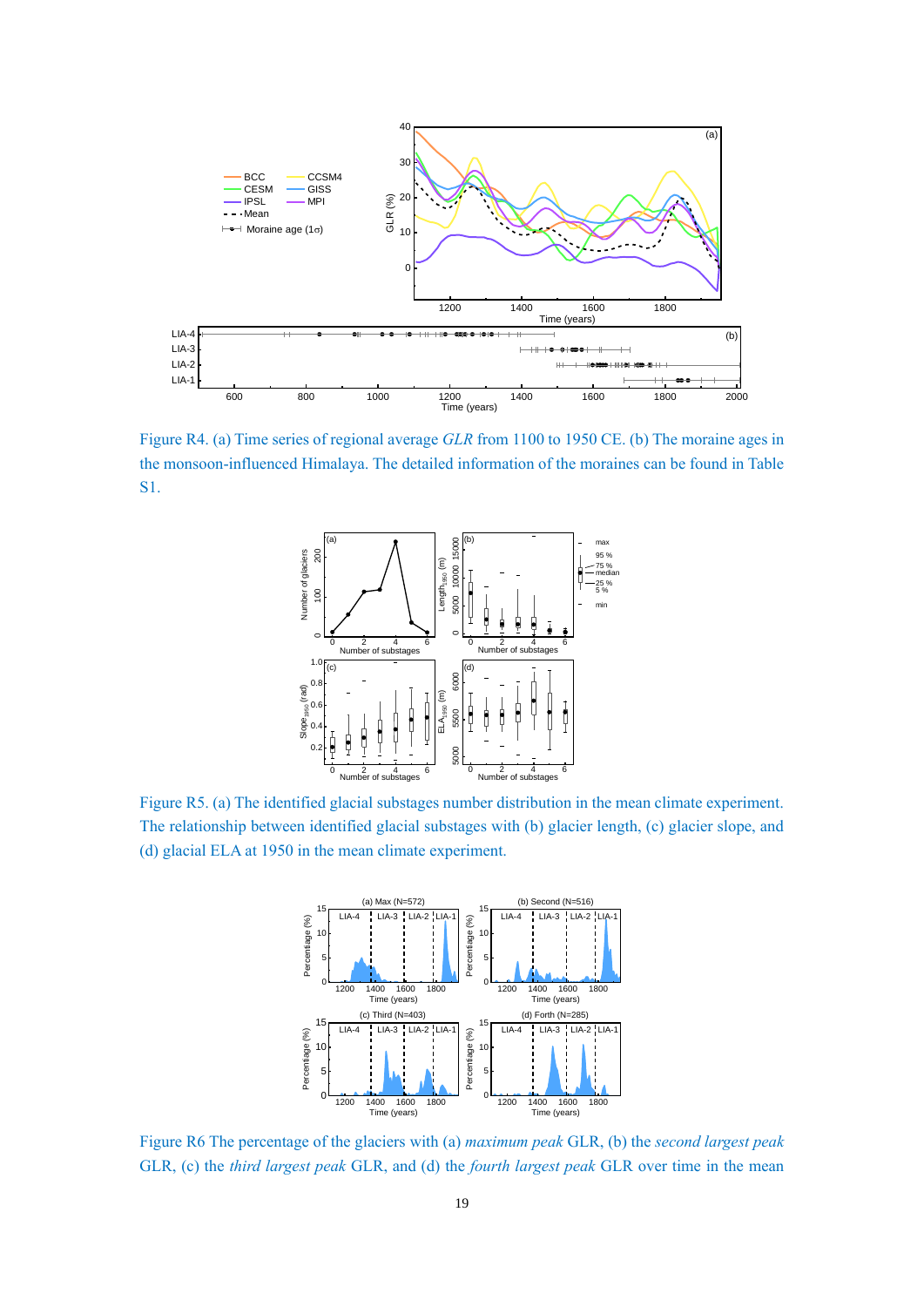Figure R4. (a) Time series of regional average *GLR* from 1100 to 1950 CE. (b) The moraine ages in the monsoon-influenced Himalaya. The detailed information of the moraines can be found in Table S1.

Figure R5. (a) The identified glacial substages number distribution in the mean climate experiment. The relationship between identified glacial substages with (b) glacier length, (c) glacier slope, and (d) glacial ELA at 1950 in the mean climate experiment.

Figure R6 The percentage of the glaciers with (a) *maximum peak* GLR, (b) the *second largest peak* GLR, (c) the *third largest peak* GLR, and (d) the *fourth largest peak* GLR over time in the mean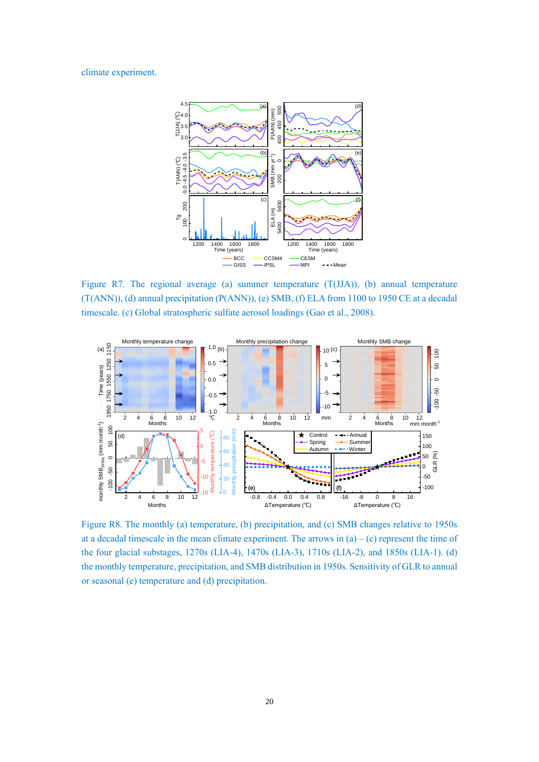climate experiment.

Figure R7. The regional average (a) summer temperature (T(JJA)), (b) annual temperature (T(ANN)), (d) annual precipitation (P(ANN)), (e) SMB, (f) ELA from 1100 to 1950 CE at a decadal timescale. (c) Global stratospheric sulfate aerosol loadings (Gao et al., 2008).

Figure R8. The monthly (a) temperature, (b) precipitation, and (c) SMB changes relative to 1950s at a decadal timescale in the mean climate experiment. The arrows in (a) – (c) represent the time of the four glacial substages, 1270s (LIA-4), 1470s (LIA-3), 1710s (LIA-2), and 1850s (LIA-1). (d) the monthly temperature, precipitation, and SMB distribution in 1950s. Sensitivity of GLR to annual or seasonal (e) temperature and (d) precipitation.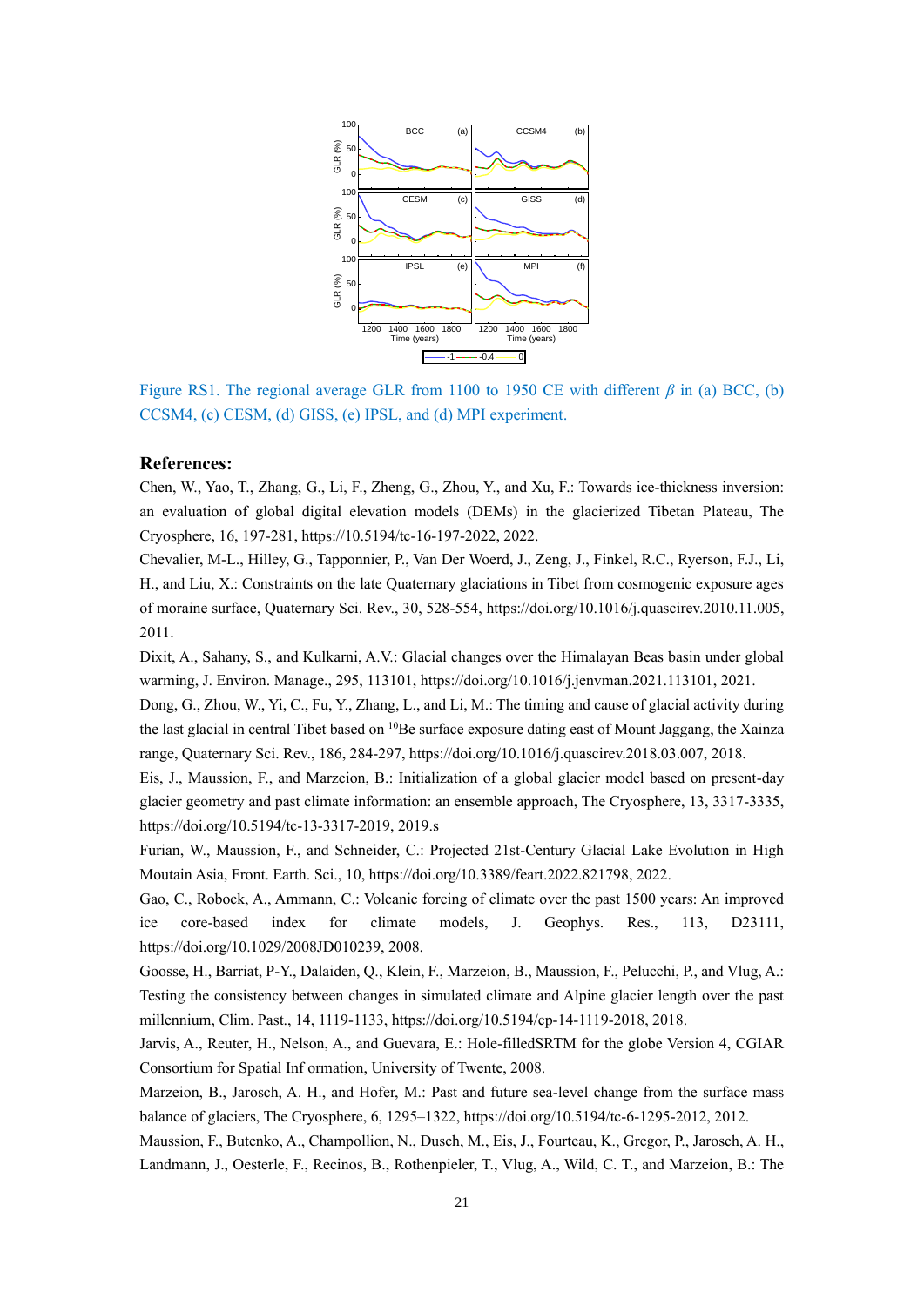Figure RS1. The regional average GLR from 1100 to 1950 CE with different $\beta$ in (a) BCC, (b) CCSM4, (c) CESM, (d) GISS, (e) IPSL, and (d) MPI experiment.

## References:

Chen, W., Yao, T., Zhang, G., Li, F., Zheng, G., Zhou, Y., and Xu, F.: Towards ice-thickness inversion: an evaluation of global digital elevation models (DEMs) in the glacierized Tibetan Plateau, The Cryosphere, 16, 197-281, https://10.5194/tc-16-197-2022, 2022.

Chevalier, M-L., Hilley, G., Tapponnier, P., Van Der Woerd, J., Zeng, J., Finkel, R.C., Ryerson, F.J., Li, H., and Liu, X.: Constraints on the late Quaternary glaciations in Tibet from cosmogenic exposure ages of moraine surface, Quaternary Sci. Rev., 30, 528-554, https://doi.org/10.1016/j.quascirev.2010.11.005, 2011.

Dixit, A., Sahany, S., and Kulkarni, A.V.: Glacial changes over the Himalayan Beas basin under global warming, J. Environ. Manage., 295, 113101, https://doi.org/10.1016/j.jenvman.2021.113101, 2021.

Dong, G., Zhou, W., Yi, C., Fu, Y., Zhang, L., and Li, M.: The timing and cause of glacial activity during the last glacial in central Tibet based on $^{10}$Be surface exposure dating east of Mount Jaggang, the Xainza range, Quaternary Sci. Rev., 186, 284-297, https://doi.org/10.1016/j.quascirev.2018.03.007, 2018.

Eis, J., Maussion, F., and Marzeion, B.: Initialization of a global glacier model based on present-day glacier geometry and past climate information: an ensemble approach, The Cryosphere, 13, 3317-3335, https://doi.org/10.5194/tc-13-3317-2019, 2019.s

Furian, W., Maussion, F., and Schneider, C.: Projected 21st-Century Glacial Lake Evolution in High Moutain Asia, Front. Earth. Sci., 10, https://doi.org/10.3389/feart.2022.821798, 2022.

Gao, C., Robock, A., Ammann, C.: Volcanic forcing of climate over the past 1500 years: An improved ice core-based index for climate models, J. Geophys. Res., 113, D23111, https://doi.org/10.1029/2008JD010239, 2008.

Goosse, H., Barriat, P-Y., Dalaiden, Q., Klein, F., Marzeion, B., Maussion, F., Pelucchi, P., and Vlug, A.: Testing the consistency between changes in simulated climate and Alpine glacier length over the past millennium, Clim. Past., 14, 1119-1133, https://doi.org/10.5194/cp-14-1119-2018, 2018.

Jarvis, A., Reuter, H., Nelson, A., and Guevara, E.: Hole-filledSRTM for the globe Version 4, CGIAR Consortium for Spatial Inf ormation, University of Twente, 2008.

Marzeion, B., Jarosch, A. H., and Hofer, M.: Past and future sea-level change from the surface mass balance of glaciers, The Cryosphere, 6, 1295–1322, https://doi.org/10.5194/tc-6-1295-2012, 2012.

Maussion, F., Butenko, A., Champollion, N., Dusch, M., Eis, J., Fourteau, K., Gregor, P., Jarosch, A. H., Landmann, J., Oesterle, F., Recinos, B., Rothenpieler, T., Vlug, A., Wild, C. T., and Marzeion, B.: The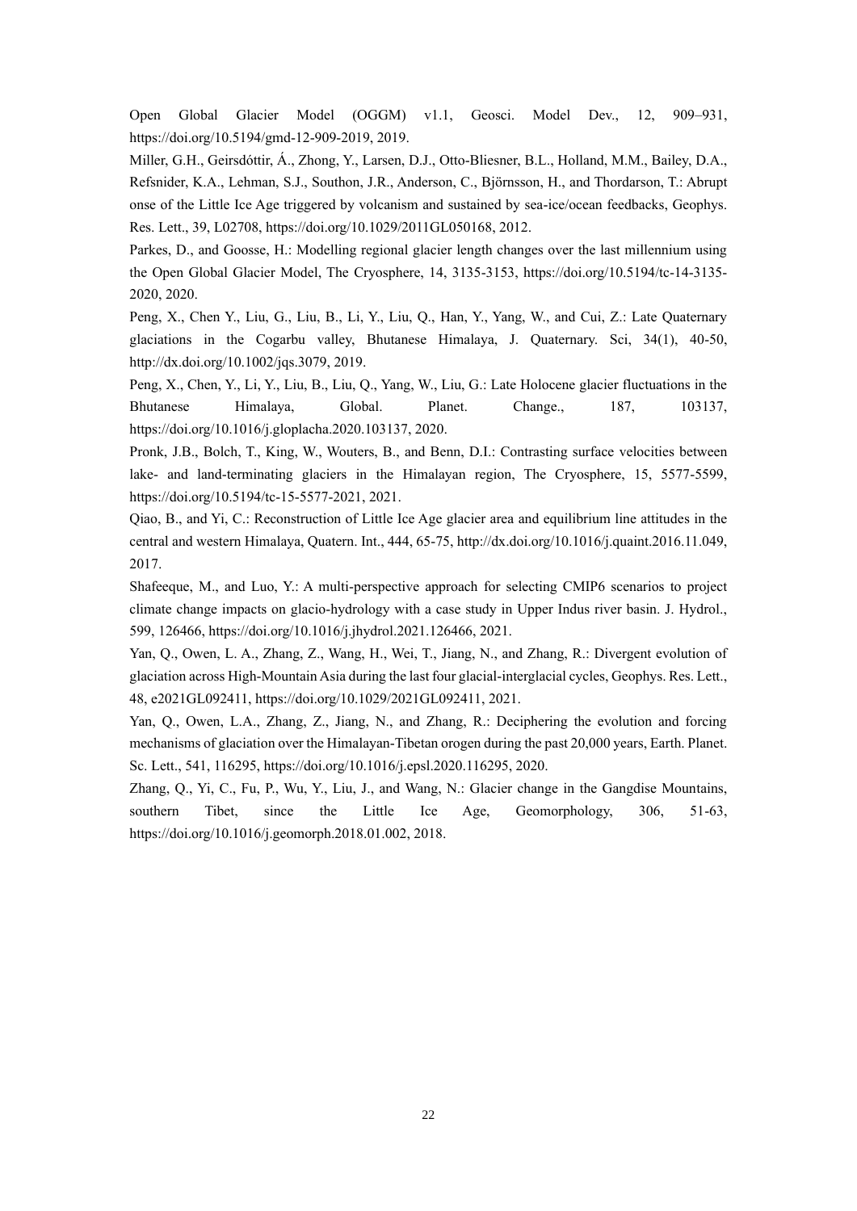Open Global Glacier Model (OGGM) v1.1, Geosci. Model Dev., 12, 909–931, https://doi.org/10.5194/gmd-12-909-2019, 2019.

Miller, G.H., Geirsdóttir, Á., Zhong, Y., Larsen, D.J., Otto-Bliesner, B.L., Holland, M.M., Bailey, D.A., Refsnider, K.A., Lehman, S.J., Southon, J.R., Anderson, C., Björnsson, H., and Thordarson, T.: Abrupt onse of the Little Ice Age triggered by volcanism and sustained by sea-ice/ocean feedbacks, Geophys. Res. Lett., 39, L02708, https://doi.org/10.1029/2011GL050168, 2012.

Parkes, D., and Goosse, H.: Modelling regional glacier length changes over the last millennium using the Open Global Glacier Model, The Cryosphere, 14, 3135-3153, https://doi.org/10.5194/tc-14-3135-2020, 2020.

Peng, X., Chen Y., Liu, G., Liu, B., Li, Y., Liu, Q., Han, Y., Yang, W., and Cui, Z.: Late Quaternary glaciations in the Cogarbu valley, Bhutanese Himalaya, J. Quaternary. Sci, 34(1), 40-50, http://dx.doi.org/10.1002/jqs.3079, 2019.

Peng, X., Chen, Y., Li, Y., Liu, B., Liu, Q., Yang, W., Liu, G.: Late Holocene glacier fluctuations in the Bhutanese Himalaya, Global. Planet. Change., 187, 103137, https://doi.org/10.1016/j.gloplacha.2020.103137, 2020.

Pronk, J.B., Bolch, T., King, W., Wouters, B., and Benn, D.I.: Contrasting surface velocities between lake- and land-terminating glaciers in the Himalayan region, The Cryosphere, 15, 5577-5599, https://doi.org/10.5194/tc-15-5577-2021, 2021.

Qiao, B., and Yi, C.: Reconstruction of Little Ice Age glacier area and equilibrium line attitudes in the central and western Himalaya, Quatern. Int., 444, 65-75, http://dx.doi.org/10.1016/j.quaint.2016.11.049, 2017.

Shafeeque, M., and Luo, Y.: A multi-perspective approach for selecting CMIP6 scenarios to project climate change impacts on glacio-hydrology with a case study in Upper Indus river basin. J. Hydrol., 599, 126466, https://doi.org/10.1016/j.jhydrol.2021.126466, 2021.

Yan, Q., Owen, L. A., Zhang, Z., Wang, H., Wei, T., Jiang, N., and Zhang, R.: Divergent evolution of glaciation across High-Mountain Asia during the last four glacial-interglacial cycles, Geophys. Res. Lett., 48, e2021GL092411, https://doi.org/10.1029/2021GL092411, 2021.

Yan, Q., Owen, L.A., Zhang, Z., Jiang, N., and Zhang, R.: Deciphering the evolution and forcing mechanisms of glaciation over the Himalayan-Tibetan orogen during the past 20,000 years, Earth. Planet. Sc. Lett., 541, 116295, https://doi.org/10.1016/j.epsl.2020.116295, 2020.

Zhang, Q., Yi, C., Fu, P., Wu, Y., Liu, J., and Wang, N.: Glacier change in the Gangdise Mountains, southern Tibet, since the Little Ice Age, Geomorphology, 306, 51-63, https://doi.org/10.1016/j.geomorph.2018.01.002, 2018.